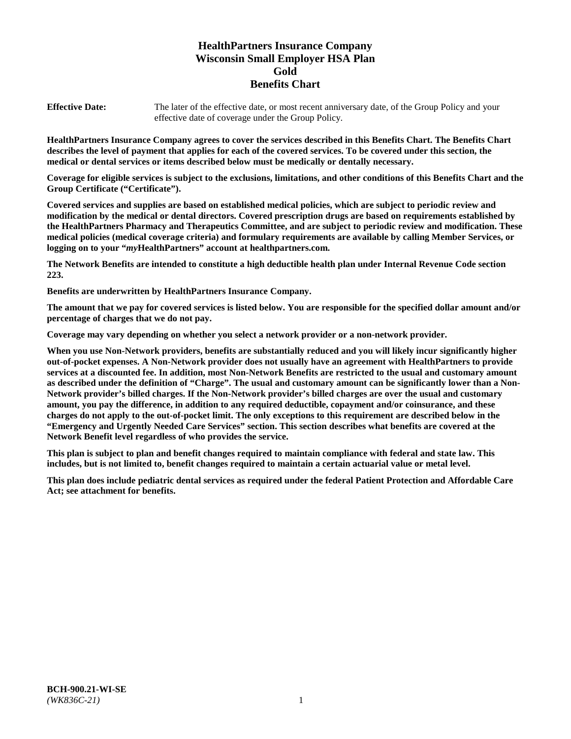# HealthPartners Insurance Company
# Wisconsin Small Employer HSA Plan
# Gold
# Benefits Chart

**Effective Date:** The later of the effective date, or most recent anniversary date, of the Group Policy and your effective date of coverage under the Group Policy.

**HealthPartners Insurance Company agrees to cover the services described in this Benefits Chart. The Benefits Chart describes the level of payment that applies for each of the covered services. To be covered under this section, the medical or dental services or items described below must be medically or dentally necessary.**

**Coverage for eligible services is subject to the exclusions, limitations, and other conditions of this Benefits Chart and the Group Certificate ("Certificate").**

**Covered services and supplies are based on established medical policies, which are subject to periodic review and modification by the medical or dental directors. Covered prescription drugs are based on requirements established by the HealthPartners Pharmacy and Therapeutics Committee, and are subject to periodic review and modification. These medical policies (medical coverage criteria) and formulary requirements are available by calling Member Services, or logging on to your "*my*HealthPartners" account at healthpartners.com.**

**The Network Benefits are intended to constitute a high deductible health plan under Internal Revenue Code section 223.**

**Benefits are underwritten by HealthPartners Insurance Company.**

**The amount that we pay for covered services is listed below. You are responsible for the specified dollar amount and/or percentage of charges that we do not pay.**

**Coverage may vary depending on whether you select a network provider or a non-network provider.**

**When you use Non-Network providers, benefits are substantially reduced and you will likely incur significantly higher out-of-pocket expenses. A Non-Network provider does not usually have an agreement with HealthPartners to provide services at a discounted fee. In addition, most Non-Network Benefits are restricted to the usual and customary amount as described under the definition of "Charge". The usual and customary amount can be significantly lower than a Non-Network provider's billed charges. If the Non-Network provider's billed charges are over the usual and customary amount, you pay the difference, in addition to any required deductible, copayment and/or coinsurance, and these charges do not apply to the out-of-pocket limit. The only exceptions to this requirement are described below in the "Emergency and Urgently Needed Care Services" section. This section describes what benefits are covered at the Network Benefit level regardless of who provides the service.**

**This plan is subject to plan and benefit changes required to maintain compliance with federal and state law. This includes, but is not limited to, benefit changes required to maintain a certain actuarial value or metal level.**

**This plan does include pediatric dental services as required under the federal Patient Protection and Affordable Care Act; see attachment for benefits.**

**BCH-900.21-WI-SE**
*(WK836C-21)*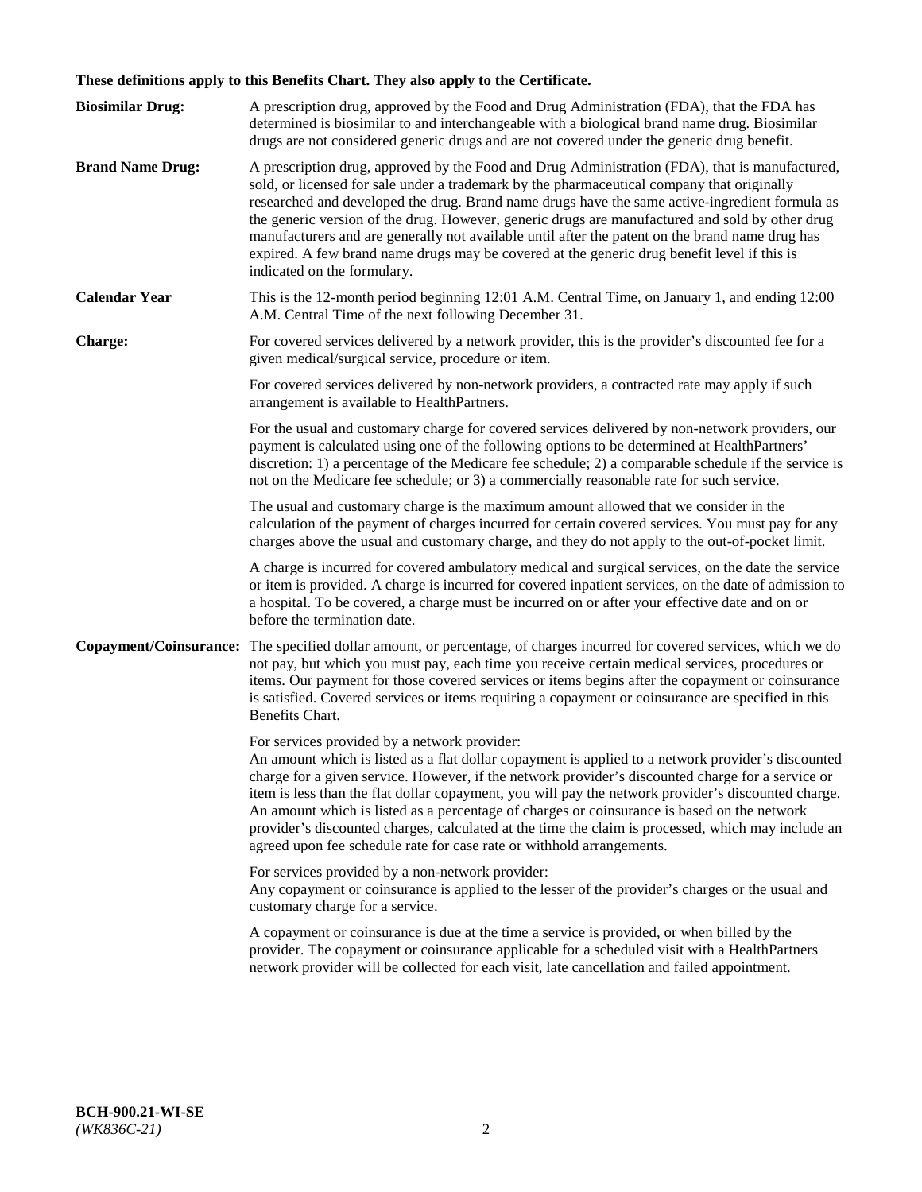**These definitions apply to this Benefits Chart. They also apply to the Certificate.**

**Biosimilar Drug:** A prescription drug, approved by the Food and Drug Administration (FDA), that the FDA has determined is biosimilar to and interchangeable with a biological brand name drug. Biosimilar drugs are not considered generic drugs and are not covered under the generic drug benefit.

**Brand Name Drug:** A prescription drug, approved by the Food and Drug Administration (FDA), that is manufactured, sold, or licensed for sale under a trademark by the pharmaceutical company that originally researched and developed the drug. Brand name drugs have the same active-ingredient formula as the generic version of the drug. However, generic drugs are manufactured and sold by other drug manufacturers and are generally not available until after the patent on the brand name drug has expired. A few brand name drugs may be covered at the generic drug benefit level if this is indicated on the formulary.

**Calendar Year** This is the 12-month period beginning 12:01 A.M. Central Time, on January 1, and ending 12:00 A.M. Central Time of the next following December 31.

**Charge:** For covered services delivered by a network provider, this is the provider's discounted fee for a given medical/surgical service, procedure or item.

For covered services delivered by non-network providers, a contracted rate may apply if such arrangement is available to HealthPartners.

For the usual and customary charge for covered services delivered by non-network providers, our payment is calculated using one of the following options to be determined at HealthPartners' discretion: 1) a percentage of the Medicare fee schedule; 2) a comparable schedule if the service is not on the Medicare fee schedule; or 3) a commercially reasonable rate for such service.

The usual and customary charge is the maximum amount allowed that we consider in the calculation of the payment of charges incurred for certain covered services. You must pay for any charges above the usual and customary charge, and they do not apply to the out-of-pocket limit.

A charge is incurred for covered ambulatory medical and surgical services, on the date the service or item is provided. A charge is incurred for covered inpatient services, on the date of admission to a hospital. To be covered, a charge must be incurred on or after your effective date and on or before the termination date.

**Copayment/Coinsurance:** The specified dollar amount, or percentage, of charges incurred for covered services, which we do not pay, but which you must pay, each time you receive certain medical services, procedures or items. Our payment for those covered services or items begins after the copayment or coinsurance is satisfied. Covered services or items requiring a copayment or coinsurance are specified in this Benefits Chart.

For services provided by a network provider:
An amount which is listed as a flat dollar copayment is applied to a network provider's discounted charge for a given service. However, if the network provider's discounted charge for a service or item is less than the flat dollar copayment, you will pay the network provider's discounted charge. An amount which is listed as a percentage of charges or coinsurance is based on the network provider's discounted charges, calculated at the time the claim is processed, which may include an agreed upon fee schedule rate for case rate or withhold arrangements.

For services provided by a non-network provider:
Any copayment or coinsurance is applied to the lesser of the provider's charges or the usual and customary charge for a service.

A copayment or coinsurance is due at the time a service is provided, or when billed by the provider. The copayment or coinsurance applicable for a scheduled visit with a HealthPartners network provider will be collected for each visit, late cancellation and failed appointment.

**BCH-900.21-WI-SE**
*(WK836C-21)*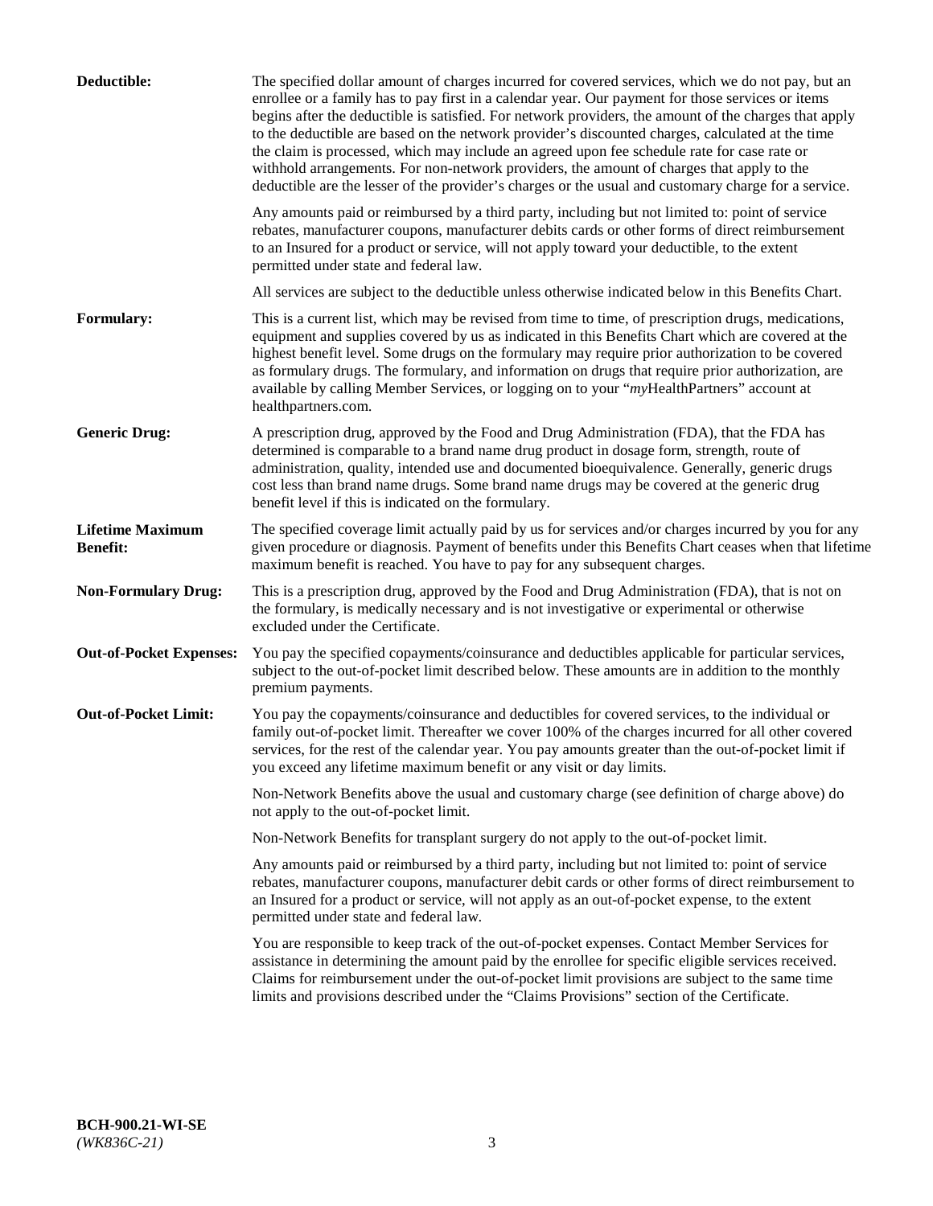**Deductible:** The specified dollar amount of charges incurred for covered services, which we do not pay, but an enrollee or a family has to pay first in a calendar year. Our payment for those services or items begins after the deductible is satisfied. For network providers, the amount of the charges that apply to the deductible are based on the network provider's discounted charges, calculated at the time the claim is processed, which may include an agreed upon fee schedule rate for case rate or withhold arrangements. For non-network providers, the amount of charges that apply to the deductible are the lesser of the provider's charges or the usual and customary charge for a service.

Any amounts paid or reimbursed by a third party, including but not limited to: point of service rebates, manufacturer coupons, manufacturer debits cards or other forms of direct reimbursement to an Insured for a product or service, will not apply toward your deductible, to the extent permitted under state and federal law.

All services are subject to the deductible unless otherwise indicated below in this Benefits Chart.

**Formulary:** This is a current list, which may be revised from time to time, of prescription drugs, medications, equipment and supplies covered by us as indicated in this Benefits Chart which are covered at the highest benefit level. Some drugs on the formulary may require prior authorization to be covered as formulary drugs. The formulary, and information on drugs that require prior authorization, are available by calling Member Services, or logging on to your "*my*HealthPartners" account at healthpartners.com.

**Generic Drug:** A prescription drug, approved by the Food and Drug Administration (FDA), that the FDA has determined is comparable to a brand name drug product in dosage form, strength, route of administration, quality, intended use and documented bioequivalence. Generally, generic drugs cost less than brand name drugs. Some brand name drugs may be covered at the generic drug benefit level if this is indicated on the formulary.

**Lifetime Maximum Benefit:** The specified coverage limit actually paid by us for services and/or charges incurred by you for any given procedure or diagnosis. Payment of benefits under this Benefits Chart ceases when that lifetime maximum benefit is reached. You have to pay for any subsequent charges.

**Non-Formulary Drug:** This is a prescription drug, approved by the Food and Drug Administration (FDA), that is not on the formulary, is medically necessary and is not investigative or experimental or otherwise excluded under the Certificate.

**Out-of-Pocket Expenses:** You pay the specified copayments/coinsurance and deductibles applicable for particular services, subject to the out-of-pocket limit described below. These amounts are in addition to the monthly premium payments.

**Out-of-Pocket Limit:** You pay the copayments/coinsurance and deductibles for covered services, to the individual or family out-of-pocket limit. Thereafter we cover 100% of the charges incurred for all other covered services, for the rest of the calendar year. You pay amounts greater than the out-of-pocket limit if you exceed any lifetime maximum benefit or any visit or day limits.

Non-Network Benefits above the usual and customary charge (see definition of charge above) do not apply to the out-of-pocket limit.

Non-Network Benefits for transplant surgery do not apply to the out-of-pocket limit.

Any amounts paid or reimbursed by a third party, including but not limited to: point of service rebates, manufacturer coupons, manufacturer debit cards or other forms of direct reimbursement to an Insured for a product or service, will not apply as an out-of-pocket expense, to the extent permitted under state and federal law.

You are responsible to keep track of the out-of-pocket expenses. Contact Member Services for assistance in determining the amount paid by the enrollee for specific eligible services received. Claims for reimbursement under the out-of-pocket limit provisions are subject to the same time limits and provisions described under the "Claims Provisions" section of the Certificate.

**BCH-900.21-WI-SE**
*(WK836C-21)*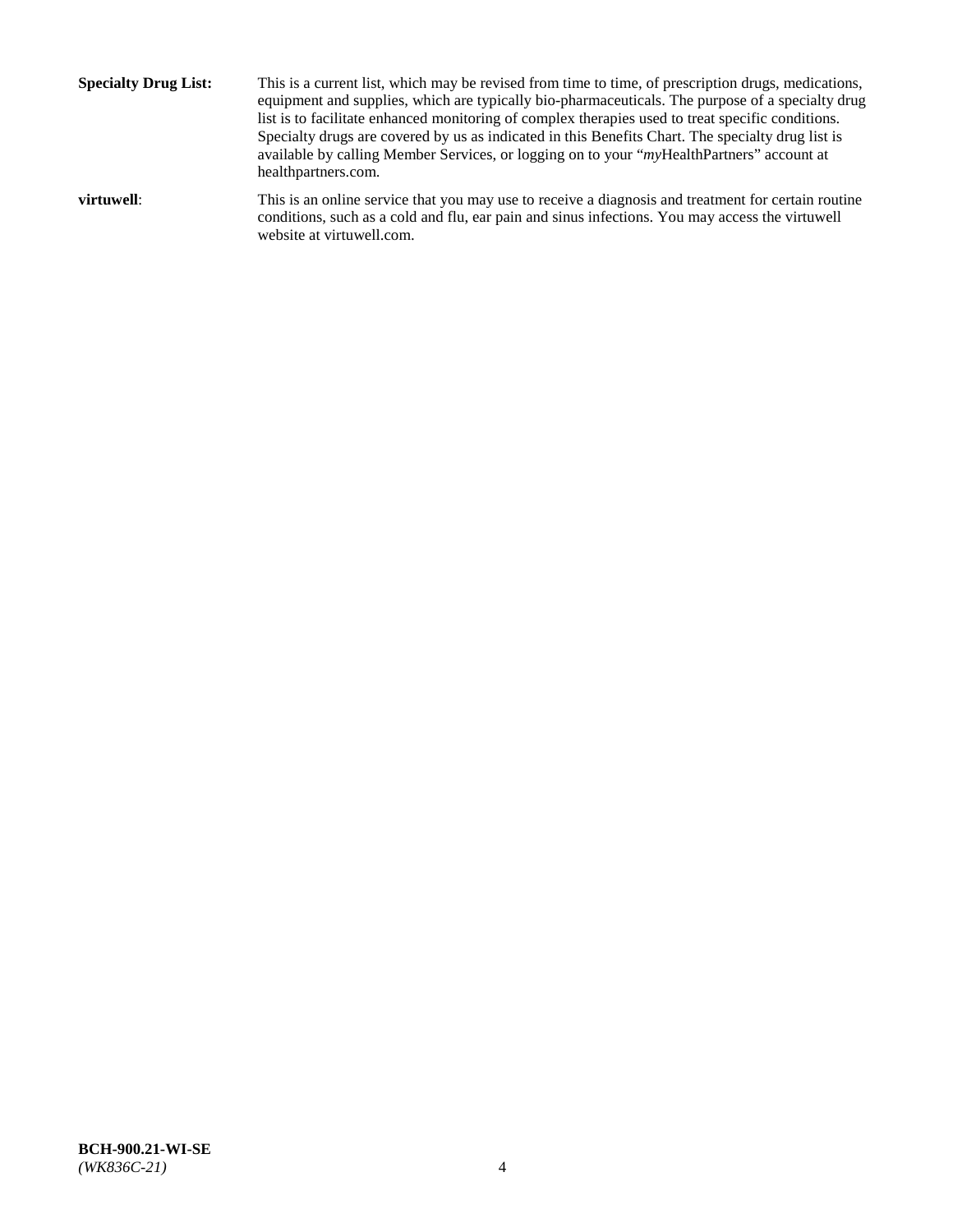**Specialty Drug List:** This is a current list, which may be revised from time to time, of prescription drugs, medications, equipment and supplies, which are typically bio-pharmaceuticals. The purpose of a specialty drug list is to facilitate enhanced monitoring of complex therapies used to treat specific conditions. Specialty drugs are covered by us as indicated in this Benefits Chart. The specialty drug list is available by calling Member Services, or logging on to your "*my*HealthPartners" account at healthpartners.com.

**virtuwell**: This is an online service that you may use to receive a diagnosis and treatment for certain routine conditions, such as a cold and flu, ear pain and sinus infections. You may access the virtuwell website at virtuwell.com.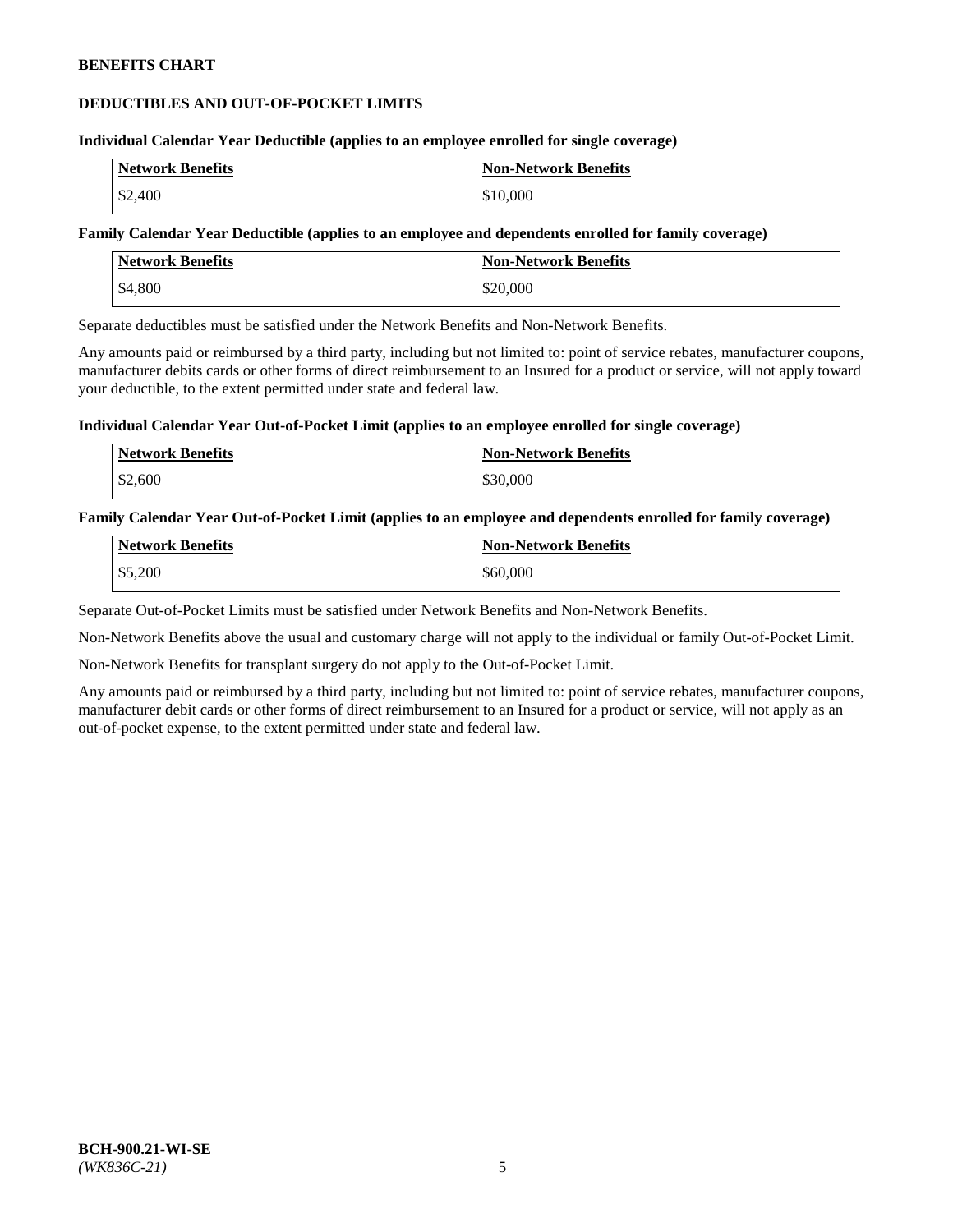## DEDUCTIBLES AND OUT-OF-POCKET LIMITS

**Individual Calendar Year Deductible (applies to an employee enrolled for single coverage)**

| Network Benefits | Non-Network Benefits |
|---|---|
| $2,400 | $10,000 |

**Family Calendar Year Deductible (applies to an employee and dependents enrolled for family coverage)**

| Network Benefits | Non-Network Benefits |
|---|---|
| $4,800 | $20,000 |

Separate deductibles must be satisfied under the Network Benefits and Non-Network Benefits.

Any amounts paid or reimbursed by a third party, including but not limited to: point of service rebates, manufacturer coupons, manufacturer debits cards or other forms of direct reimbursement to an Insured for a product or service, will not apply toward your deductible, to the extent permitted under state and federal law.

**Individual Calendar Year Out-of-Pocket Limit (applies to an employee enrolled for single coverage)**

| Network Benefits | Non-Network Benefits |
|---|---|
| $2,600 | $30,000 |

**Family Calendar Year Out-of-Pocket Limit (applies to an employee and dependents enrolled for family coverage)**

| Network Benefits | Non-Network Benefits |
|---|---|
| $5,200 | $60,000 |

Separate Out-of-Pocket Limits must be satisfied under Network Benefits and Non-Network Benefits.

Non-Network Benefits above the usual and customary charge will not apply to the individual or family Out-of-Pocket Limit.

Non-Network Benefits for transplant surgery do not apply to the Out-of-Pocket Limit.

Any amounts paid or reimbursed by a third party, including but not limited to: point of service rebates, manufacturer coupons, manufacturer debit cards or other forms of direct reimbursement to an Insured for a product or service, will not apply as an out-of-pocket expense, to the extent permitted under state and federal law.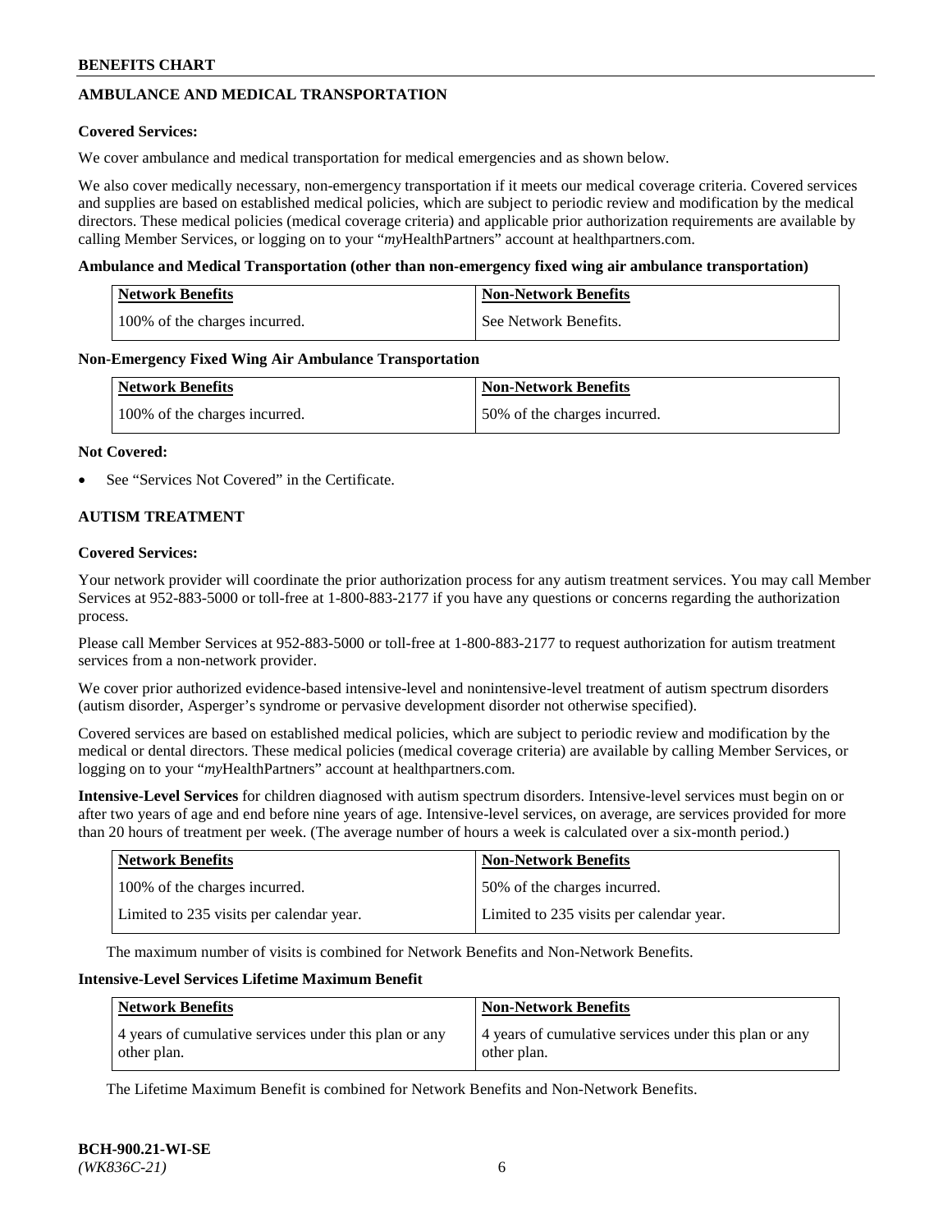## AMBULANCE AND MEDICAL TRANSPORTATION

**Covered Services:**

We cover ambulance and medical transportation for medical emergencies and as shown below.

We also cover medically necessary, non-emergency transportation if it meets our medical coverage criteria. Covered services and supplies are based on established medical policies, which are subject to periodic review and modification by the medical directors. These medical policies (medical coverage criteria) and applicable prior authorization requirements are available by calling Member Services, or logging on to your "*my*HealthPartners" account at healthpartners.com.

**Ambulance and Medical Transportation (other than non-emergency fixed wing air ambulance transportation)**

| Network Benefits | Non-Network Benefits |
| --- | --- |
| 100% of the charges incurred. | See Network Benefits. |

**Non-Emergency Fixed Wing Air Ambulance Transportation**

| Network Benefits | Non-Network Benefits |
| --- | --- |
| 100% of the charges incurred. | 50% of the charges incurred. |

**Not Covered:**

- See "Services Not Covered" in the Certificate.

## AUTISM TREATMENT

**Covered Services:**

Your network provider will coordinate the prior authorization process for any autism treatment services. You may call Member Services at 952-883-5000 or toll-free at 1-800-883-2177 if you have any questions or concerns regarding the authorization process.

Please call Member Services at 952-883-5000 or toll-free at 1-800-883-2177 to request authorization for autism treatment services from a non-network provider.

We cover prior authorized evidence-based intensive-level and nonintensive-level treatment of autism spectrum disorders (autism disorder, Asperger's syndrome or pervasive development disorder not otherwise specified).

Covered services are based on established medical policies, which are subject to periodic review and modification by the medical or dental directors. These medical policies (medical coverage criteria) are available by calling Member Services, or logging on to your "*my*HealthPartners" account at healthpartners.com.

**Intensive-Level Services** for children diagnosed with autism spectrum disorders. Intensive-level services must begin on or after two years of age and end before nine years of age. Intensive-level services, on average, are services provided for more than 20 hours of treatment per week. (The average number of hours a week is calculated over a six-month period.)

| Network Benefits | Non-Network Benefits |
| --- | --- |
| 100% of the charges incurred. | 50% of the charges incurred. |
| Limited to 235 visits per calendar year. | Limited to 235 visits per calendar year. |

The maximum number of visits is combined for Network Benefits and Non-Network Benefits.

**Intensive-Level Services Lifetime Maximum Benefit**

| Network Benefits | Non-Network Benefits |
| --- | --- |
| 4 years of cumulative services under this plan or any other plan. | 4 years of cumulative services under this plan or any other plan. |

The Lifetime Maximum Benefit is combined for Network Benefits and Non-Network Benefits.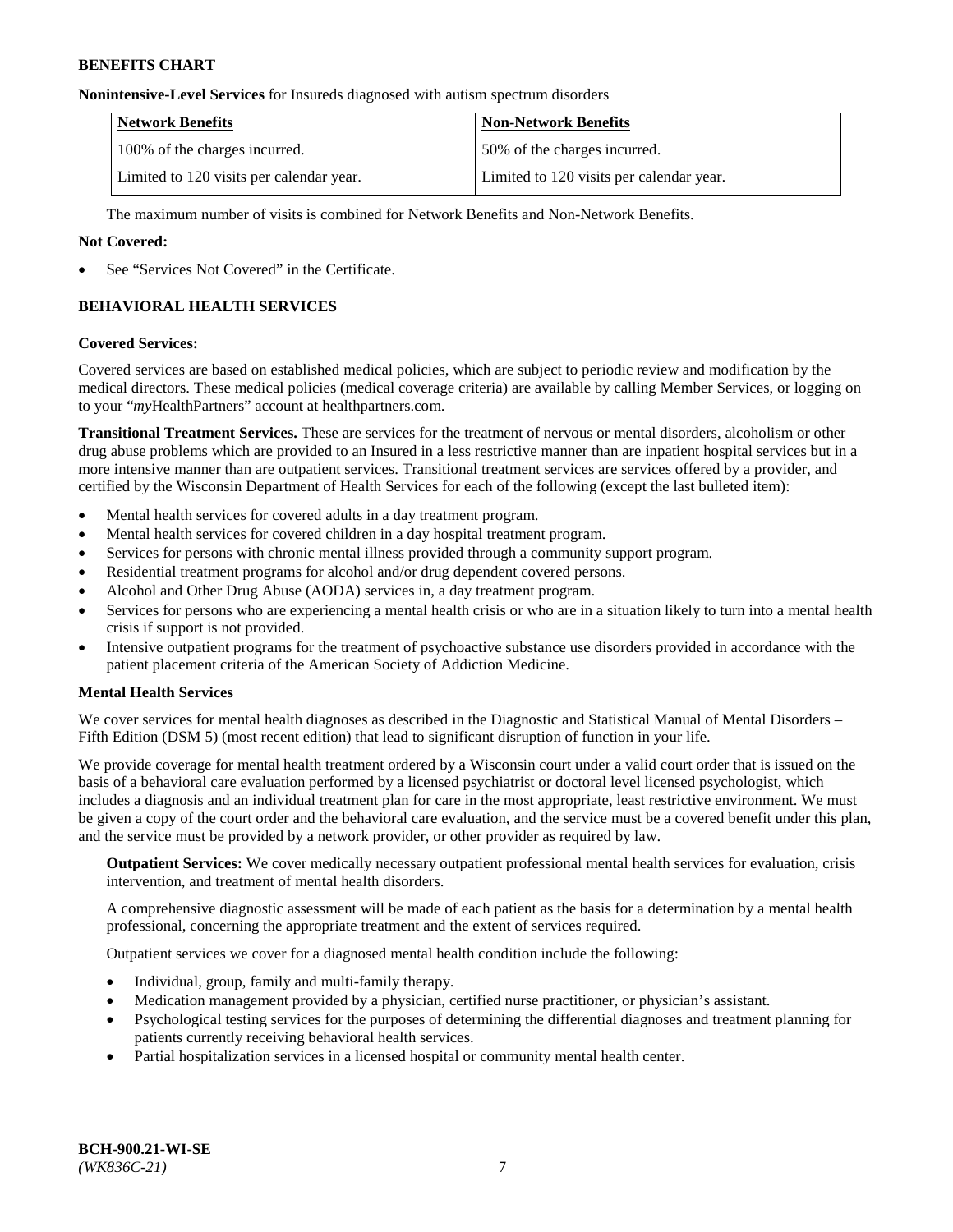**Nonintensive-Level Services** for Insureds diagnosed with autism spectrum disorders

| Network Benefits | Non-Network Benefits |
|---|---|
| 100% of the charges incurred. | 50% of the charges incurred. |
| Limited to 120 visits per calendar year. | Limited to 120 visits per calendar year. |

The maximum number of visits is combined for Network Benefits and Non-Network Benefits.

**Not Covered:**

- See "Services Not Covered" in the Certificate.

## BEHAVIORAL HEALTH SERVICES

**Covered Services:**

Covered services are based on established medical policies, which are subject to periodic review and modification by the medical directors. These medical policies (medical coverage criteria) are available by calling Member Services, or logging on to your "*my*HealthPartners" account at healthpartners.com.

**Transitional Treatment Services.** These are services for the treatment of nervous or mental disorders, alcoholism or other drug abuse problems which are provided to an Insured in a less restrictive manner than are inpatient hospital services but in a more intensive manner than are outpatient services. Transitional treatment services are services offered by a provider, and certified by the Wisconsin Department of Health Services for each of the following (except the last bulleted item):

- Mental health services for covered adults in a day treatment program.
- Mental health services for covered children in a day hospital treatment program.
- Services for persons with chronic mental illness provided through a community support program.
- Residential treatment programs for alcohol and/or drug dependent covered persons.
- Alcohol and Other Drug Abuse (AODA) services in, a day treatment program.
- Services for persons who are experiencing a mental health crisis or who are in a situation likely to turn into a mental health crisis if support is not provided.
- Intensive outpatient programs for the treatment of psychoactive substance use disorders provided in accordance with the patient placement criteria of the American Society of Addiction Medicine.

**Mental Health Services**

We cover services for mental health diagnoses as described in the Diagnostic and Statistical Manual of Mental Disorders – Fifth Edition (DSM 5) (most recent edition) that lead to significant disruption of function in your life.

We provide coverage for mental health treatment ordered by a Wisconsin court under a valid court order that is issued on the basis of a behavioral care evaluation performed by a licensed psychiatrist or doctoral level licensed psychologist, which includes a diagnosis and an individual treatment plan for care in the most appropriate, least restrictive environment. We must be given a copy of the court order and the behavioral care evaluation, and the service must be a covered benefit under this plan, and the service must be provided by a network provider, or other provider as required by law.

**Outpatient Services:** We cover medically necessary outpatient professional mental health services for evaluation, crisis intervention, and treatment of mental health disorders.

A comprehensive diagnostic assessment will be made of each patient as the basis for a determination by a mental health professional, concerning the appropriate treatment and the extent of services required.

Outpatient services we cover for a diagnosed mental health condition include the following:

- Individual, group, family and multi-family therapy.
- Medication management provided by a physician, certified nurse practitioner, or physician's assistant.
- Psychological testing services for the purposes of determining the differential diagnoses and treatment planning for patients currently receiving behavioral health services.
- Partial hospitalization services in a licensed hospital or community mental health center.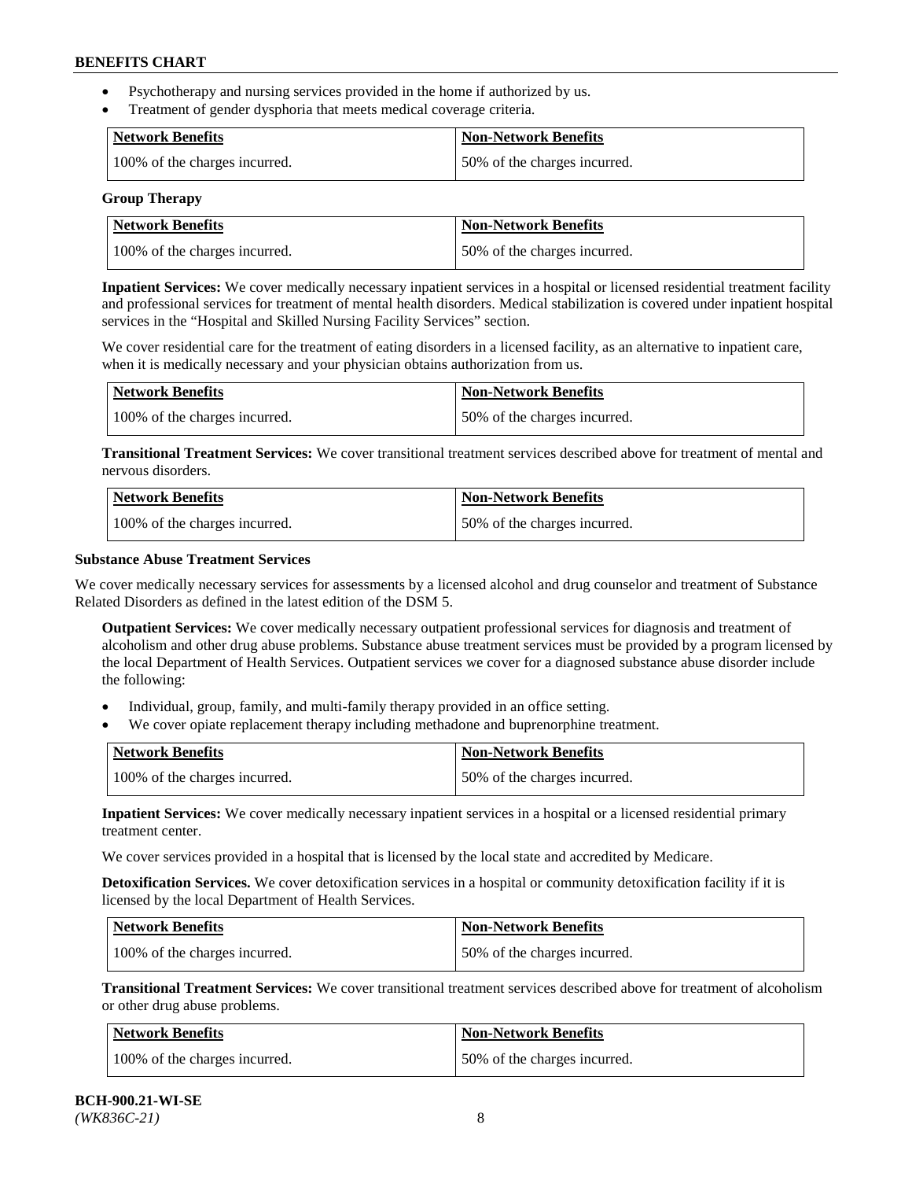- Psychotherapy and nursing services provided in the home if authorized by us.
- Treatment of gender dysphoria that meets medical coverage criteria.

| Network Benefits | Non-Network Benefits |
| --- | --- |
| 100% of the charges incurred. | 50% of the charges incurred. |

**Group Therapy**

| Network Benefits | Non-Network Benefits |
| --- | --- |
| 100% of the charges incurred. | 50% of the charges incurred. |

**Inpatient Services:** We cover medically necessary inpatient services in a hospital or licensed residential treatment facility and professional services for treatment of mental health disorders. Medical stabilization is covered under inpatient hospital services in the "Hospital and Skilled Nursing Facility Services" section.

We cover residential care for the treatment of eating disorders in a licensed facility, as an alternative to inpatient care, when it is medically necessary and your physician obtains authorization from us.

| Network Benefits | Non-Network Benefits |
| --- | --- |
| 100% of the charges incurred. | 50% of the charges incurred. |

**Transitional Treatment Services:** We cover transitional treatment services described above for treatment of mental and nervous disorders.

| Network Benefits | Non-Network Benefits |
| --- | --- |
| 100% of the charges incurred. | 50% of the charges incurred. |

**Substance Abuse Treatment Services**

We cover medically necessary services for assessments by a licensed alcohol and drug counselor and treatment of Substance Related Disorders as defined in the latest edition of the DSM 5.

**Outpatient Services:** We cover medically necessary outpatient professional services for diagnosis and treatment of alcoholism and other drug abuse problems. Substance abuse treatment services must be provided by a program licensed by the local Department of Health Services. Outpatient services we cover for a diagnosed substance abuse disorder include the following:

- Individual, group, family, and multi-family therapy provided in an office setting.
- We cover opiate replacement therapy including methadone and buprenorphine treatment.

| Network Benefits | Non-Network Benefits |
| --- | --- |
| 100% of the charges incurred. | 50% of the charges incurred. |

**Inpatient Services:** We cover medically necessary inpatient services in a hospital or a licensed residential primary treatment center.

We cover services provided in a hospital that is licensed by the local state and accredited by Medicare.

**Detoxification Services.** We cover detoxification services in a hospital or community detoxification facility if it is licensed by the local Department of Health Services.

| Network Benefits | Non-Network Benefits |
| --- | --- |
| 100% of the charges incurred. | 50% of the charges incurred. |

**Transitional Treatment Services:** We cover transitional treatment services described above for treatment of alcoholism or other drug abuse problems.

| Network Benefits | Non-Network Benefits |
| --- | --- |
| 100% of the charges incurred. | 50% of the charges incurred. |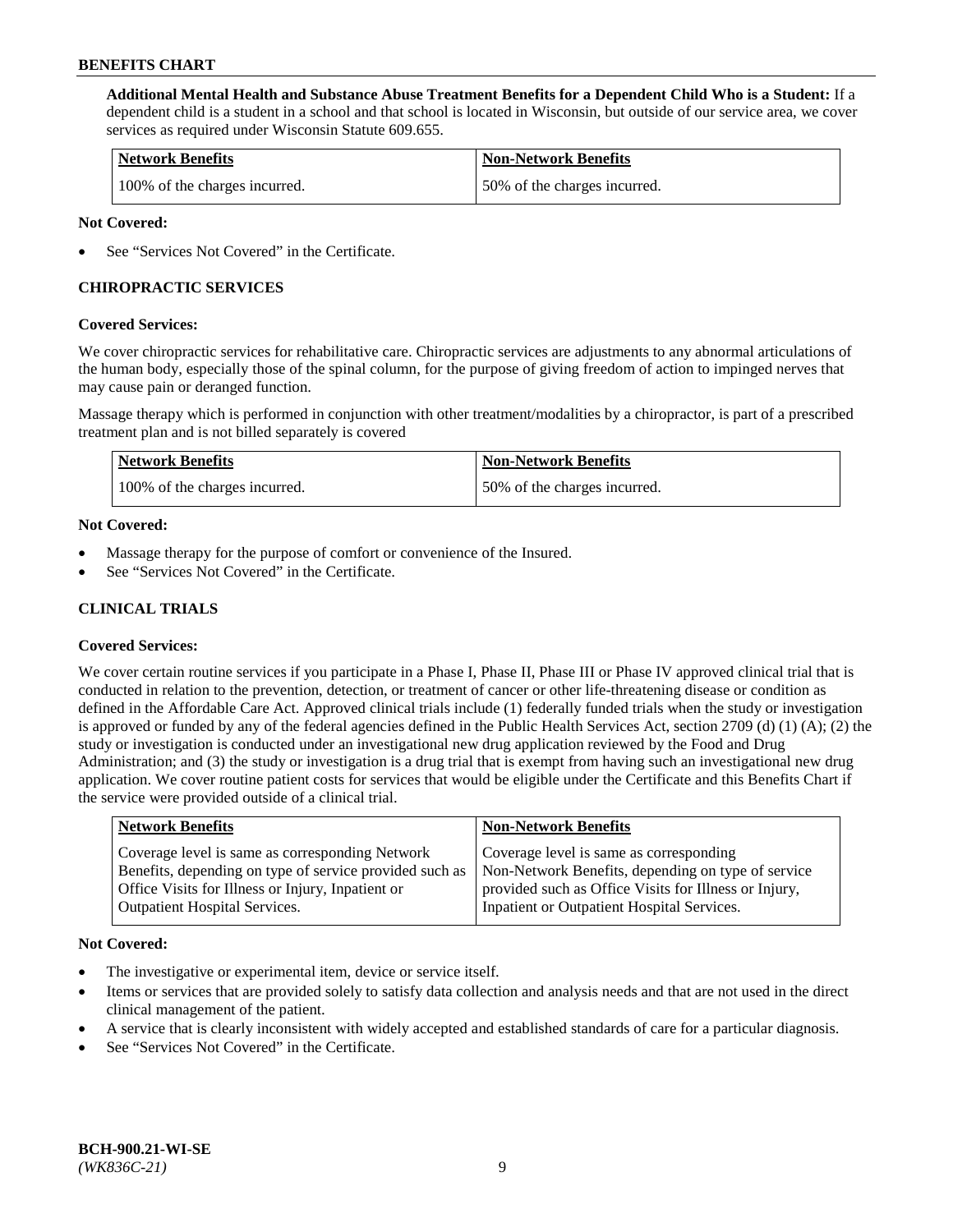**Additional Mental Health and Substance Abuse Treatment Benefits for a Dependent Child Who is a Student:** If a dependent child is a student in a school and that school is located in Wisconsin, but outside of our service area, we cover services as required under Wisconsin Statute 609.655.

| Network Benefits | Non-Network Benefits |
|---|---|
| 100% of the charges incurred. | 50% of the charges incurred. |

**Not Covered:**

- See "Services Not Covered" in the Certificate.

## CHIROPRACTIC SERVICES

**Covered Services:**

We cover chiropractic services for rehabilitative care. Chiropractic services are adjustments to any abnormal articulations of the human body, especially those of the spinal column, for the purpose of giving freedom of action to impinged nerves that may cause pain or deranged function.

Massage therapy which is performed in conjunction with other treatment/modalities by a chiropractor, is part of a prescribed treatment plan and is not billed separately is covered

| Network Benefits | Non-Network Benefits |
|---|---|
| 100% of the charges incurred. | 50% of the charges incurred. |

**Not Covered:**

- Massage therapy for the purpose of comfort or convenience of the Insured.
- See "Services Not Covered" in the Certificate.

## CLINICAL TRIALS

**Covered Services:**

We cover certain routine services if you participate in a Phase I, Phase II, Phase III or Phase IV approved clinical trial that is conducted in relation to the prevention, detection, or treatment of cancer or other life-threatening disease or condition as defined in the Affordable Care Act. Approved clinical trials include (1) federally funded trials when the study or investigation is approved or funded by any of the federal agencies defined in the Public Health Services Act, section 2709 (d) (1) (A); (2) the study or investigation is conducted under an investigational new drug application reviewed by the Food and Drug Administration; and (3) the study or investigation is a drug trial that is exempt from having such an investigational new drug application. We cover routine patient costs for services that would be eligible under the Certificate and this Benefits Chart if the service were provided outside of a clinical trial.

| Network Benefits | Non-Network Benefits |
|---|---|
| Coverage level is same as corresponding Network Benefits, depending on type of service provided such as Office Visits for Illness or Injury, Inpatient or Outpatient Hospital Services. | Coverage level is same as corresponding Non-Network Benefits, depending on type of service provided such as Office Visits for Illness or Injury, Inpatient or Outpatient Hospital Services. |

**Not Covered:**

- The investigative or experimental item, device or service itself.
- Items or services that are provided solely to satisfy data collection and analysis needs and that are not used in the direct clinical management of the patient.
- A service that is clearly inconsistent with widely accepted and established standards of care for a particular diagnosis.
- See "Services Not Covered" in the Certificate.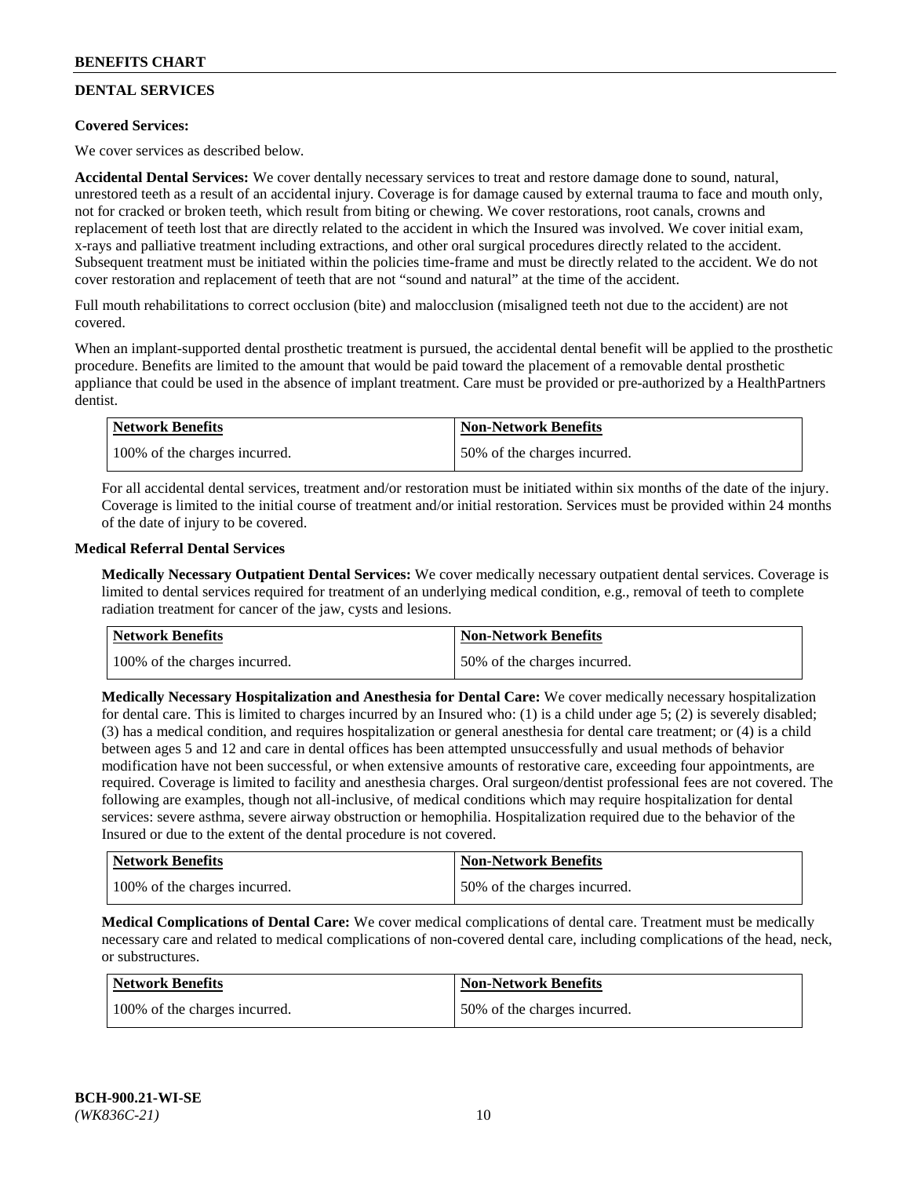## DENTAL SERVICES

**Covered Services:**

We cover services as described below.

**Accidental Dental Services:** We cover dentally necessary services to treat and restore damage done to sound, natural, unrestored teeth as a result of an accidental injury. Coverage is for damage caused by external trauma to face and mouth only, not for cracked or broken teeth, which result from biting or chewing. We cover restorations, root canals, crowns and replacement of teeth lost that are directly related to the accident in which the Insured was involved. We cover initial exam, x-rays and palliative treatment including extractions, and other oral surgical procedures directly related to the accident. Subsequent treatment must be initiated within the policies time-frame and must be directly related to the accident. We do not cover restoration and replacement of teeth that are not "sound and natural" at the time of the accident.

Full mouth rehabilitations to correct occlusion (bite) and malocclusion (misaligned teeth not due to the accident) are not covered.

When an implant-supported dental prosthetic treatment is pursued, the accidental dental benefit will be applied to the prosthetic procedure. Benefits are limited to the amount that would be paid toward the placement of a removable dental prosthetic appliance that could be used in the absence of implant treatment. Care must be provided or pre-authorized by a HealthPartners dentist.

| Network Benefits | Non-Network Benefits |
|---|---|
| 100% of the charges incurred. | 50% of the charges incurred. |

For all accidental dental services, treatment and/or restoration must be initiated within six months of the date of the injury. Coverage is limited to the initial course of treatment and/or initial restoration. Services must be provided within 24 months of the date of injury to be covered.

**Medical Referral Dental Services**

**Medically Necessary Outpatient Dental Services:** We cover medically necessary outpatient dental services. Coverage is limited to dental services required for treatment of an underlying medical condition, e.g., removal of teeth to complete radiation treatment for cancer of the jaw, cysts and lesions.

| Network Benefits | Non-Network Benefits |
|---|---|
| 100% of the charges incurred. | 50% of the charges incurred. |

**Medically Necessary Hospitalization and Anesthesia for Dental Care:** We cover medically necessary hospitalization for dental care. This is limited to charges incurred by an Insured who: (1) is a child under age 5; (2) is severely disabled; (3) has a medical condition, and requires hospitalization or general anesthesia for dental care treatment; or (4) is a child between ages 5 and 12 and care in dental offices has been attempted unsuccessfully and usual methods of behavior modification have not been successful, or when extensive amounts of restorative care, exceeding four appointments, are required. Coverage is limited to facility and anesthesia charges. Oral surgeon/dentist professional fees are not covered. The following are examples, though not all-inclusive, of medical conditions which may require hospitalization for dental services: severe asthma, severe airway obstruction or hemophilia. Hospitalization required due to the behavior of the Insured or due to the extent of the dental procedure is not covered.

| Network Benefits | Non-Network Benefits |
|---|---|
| 100% of the charges incurred. | 50% of the charges incurred. |

**Medical Complications of Dental Care:** We cover medical complications of dental care. Treatment must be medically necessary care and related to medical complications of non-covered dental care, including complications of the head, neck, or substructures.

| Network Benefits | Non-Network Benefits |
|---|---|
| 100% of the charges incurred. | 50% of the charges incurred. |

BCH-900.21-WI-SE
*(WK836C-21)*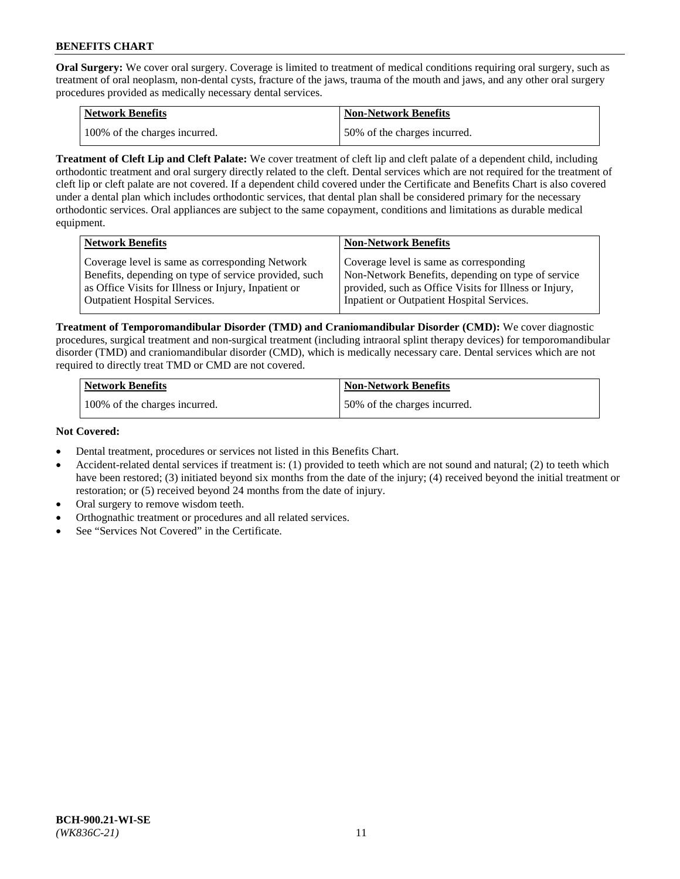**Oral Surgery:** We cover oral surgery. Coverage is limited to treatment of medical conditions requiring oral surgery, such as treatment of oral neoplasm, non-dental cysts, fracture of the jaws, trauma of the mouth and jaws, and any other oral surgery procedures provided as medically necessary dental services.

| Network Benefits | Non-Network Benefits |
|---|---|
| 100% of the charges incurred. | 50% of the charges incurred. |

**Treatment of Cleft Lip and Cleft Palate:** We cover treatment of cleft lip and cleft palate of a dependent child, including orthodontic treatment and oral surgery directly related to the cleft. Dental services which are not required for the treatment of cleft lip or cleft palate are not covered. If a dependent child covered under the Certificate and Benefits Chart is also covered under a dental plan which includes orthodontic services, that dental plan shall be considered primary for the necessary orthodontic services. Oral appliances are subject to the same copayment, conditions and limitations as durable medical equipment.

| Network Benefits | Non-Network Benefits |
|---|---|
| Coverage level is same as corresponding Network Benefits, depending on type of service provided, such as Office Visits for Illness or Injury, Inpatient or Outpatient Hospital Services. | Coverage level is same as corresponding Non-Network Benefits, depending on type of service provided, such as Office Visits for Illness or Injury, Inpatient or Outpatient Hospital Services. |

**Treatment of Temporomandibular Disorder (TMD) and Craniomandibular Disorder (CMD):** We cover diagnostic procedures, surgical treatment and non-surgical treatment (including intraoral splint therapy devices) for temporomandibular disorder (TMD) and craniomandibular disorder (CMD), which is medically necessary care. Dental services which are not required to directly treat TMD or CMD are not covered.

| Network Benefits | Non-Network Benefits |
|---|---|
| 100% of the charges incurred. | 50% of the charges incurred. |

**Not Covered:**

- Dental treatment, procedures or services not listed in this Benefits Chart.
- Accident-related dental services if treatment is: (1) provided to teeth which are not sound and natural; (2) to teeth which have been restored; (3) initiated beyond six months from the date of the injury; (4) received beyond the initial treatment or restoration; or (5) received beyond 24 months from the date of injury.
- Oral surgery to remove wisdom teeth.
- Orthognathic treatment or procedures and all related services.
- See "Services Not Covered" in the Certificate.

BCH-900.21-WI-SE
*(WK836C-21)*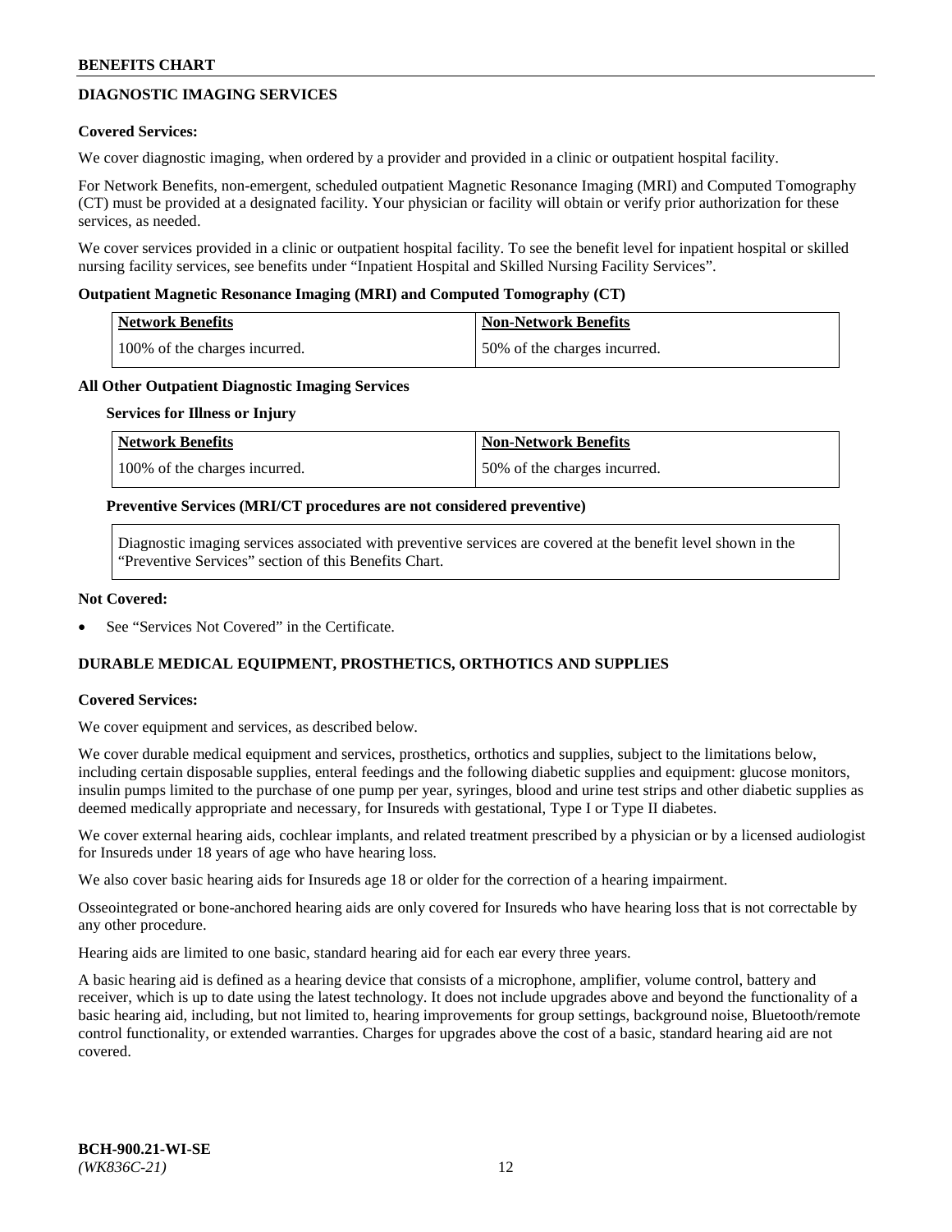## DIAGNOSTIC IMAGING SERVICES

**Covered Services:**

We cover diagnostic imaging, when ordered by a provider and provided in a clinic or outpatient hospital facility.

For Network Benefits, non-emergent, scheduled outpatient Magnetic Resonance Imaging (MRI) and Computed Tomography (CT) must be provided at a designated facility. Your physician or facility will obtain or verify prior authorization for these services, as needed.

We cover services provided in a clinic or outpatient hospital facility. To see the benefit level for inpatient hospital or skilled nursing facility services, see benefits under "Inpatient Hospital and Skilled Nursing Facility Services".

**Outpatient Magnetic Resonance Imaging (MRI) and Computed Tomography (CT)**

| Network Benefits | Non-Network Benefits |
|---|---|
| 100% of the charges incurred. | 50% of the charges incurred. |

**All Other Outpatient Diagnostic Imaging Services**

**Services for Illness or Injury**

| Network Benefits | Non-Network Benefits |
|---|---|
| 100% of the charges incurred. | 50% of the charges incurred. |

**Preventive Services (MRI/CT procedures are not considered preventive)**

Diagnostic imaging services associated with preventive services are covered at the benefit level shown in the "Preventive Services" section of this Benefits Chart.

**Not Covered:**

- See "Services Not Covered" in the Certificate.

## DURABLE MEDICAL EQUIPMENT, PROSTHETICS, ORTHOTICS AND SUPPLIES

**Covered Services:**

We cover equipment and services, as described below.

We cover durable medical equipment and services, prosthetics, orthotics and supplies, subject to the limitations below, including certain disposable supplies, enteral feedings and the following diabetic supplies and equipment: glucose monitors, insulin pumps limited to the purchase of one pump per year, syringes, blood and urine test strips and other diabetic supplies as deemed medically appropriate and necessary, for Insureds with gestational, Type I or Type II diabetes.

We cover external hearing aids, cochlear implants, and related treatment prescribed by a physician or by a licensed audiologist for Insureds under 18 years of age who have hearing loss.

We also cover basic hearing aids for Insureds age 18 or older for the correction of a hearing impairment.

Osseointegrated or bone-anchored hearing aids are only covered for Insureds who have hearing loss that is not correctable by any other procedure.

Hearing aids are limited to one basic, standard hearing aid for each ear every three years.

A basic hearing aid is defined as a hearing device that consists of a microphone, amplifier, volume control, battery and receiver, which is up to date using the latest technology. It does not include upgrades above and beyond the functionality of a basic hearing aid, including, but not limited to, hearing improvements for group settings, background noise, Bluetooth/remote control functionality, or extended warranties. Charges for upgrades above the cost of a basic, standard hearing aid are not covered.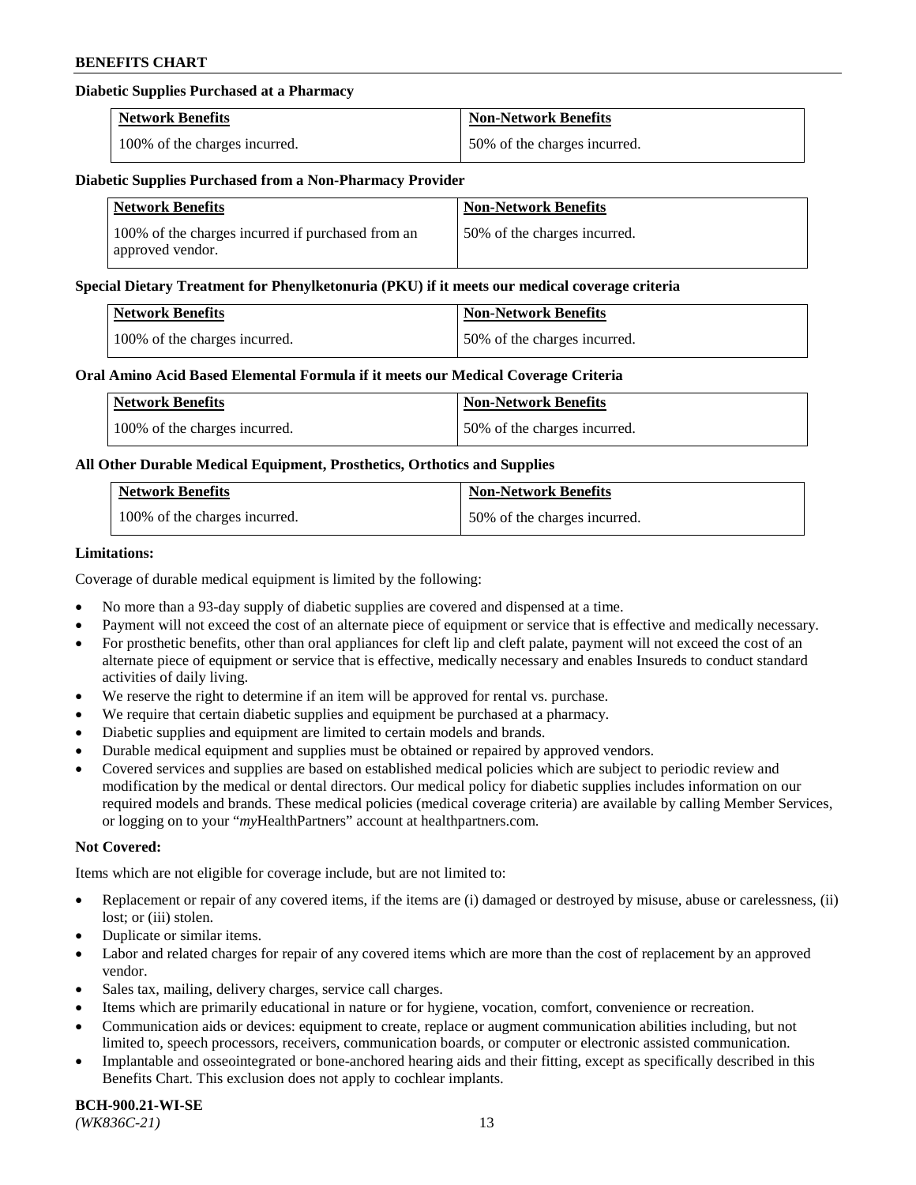**Diabetic Supplies Purchased at a Pharmacy**

| Network Benefits | Non-Network Benefits |
| --- | --- |
| 100% of the charges incurred. | 50% of the charges incurred. |

**Diabetic Supplies Purchased from a Non-Pharmacy Provider**

| Network Benefits | Non-Network Benefits |
| --- | --- |
| 100% of the charges incurred if purchased from an approved vendor. | 50% of the charges incurred. |

**Special Dietary Treatment for Phenylketonuria (PKU) if it meets our medical coverage criteria**

| Network Benefits | Non-Network Benefits |
| --- | --- |
| 100% of the charges incurred. | 50% of the charges incurred. |

**Oral Amino Acid Based Elemental Formula if it meets our Medical Coverage Criteria**

| Network Benefits | Non-Network Benefits |
| --- | --- |
| 100% of the charges incurred. | 50% of the charges incurred. |

**All Other Durable Medical Equipment, Prosthetics, Orthotics and Supplies**

| Network Benefits | Non-Network Benefits |
| --- | --- |
| 100% of the charges incurred. | 50% of the charges incurred. |

**Limitations:**

Coverage of durable medical equipment is limited by the following:

- No more than a 93-day supply of diabetic supplies are covered and dispensed at a time.
- Payment will not exceed the cost of an alternate piece of equipment or service that is effective and medically necessary.
- For prosthetic benefits, other than oral appliances for cleft lip and cleft palate, payment will not exceed the cost of an alternate piece of equipment or service that is effective, medically necessary and enables Insureds to conduct standard activities of daily living.
- We reserve the right to determine if an item will be approved for rental vs. purchase.
- We require that certain diabetic supplies and equipment be purchased at a pharmacy.
- Diabetic supplies and equipment are limited to certain models and brands.
- Durable medical equipment and supplies must be obtained or repaired by approved vendors.
- Covered services and supplies are based on established medical policies which are subject to periodic review and modification by the medical or dental directors. Our medical policy for diabetic supplies includes information on our required models and brands. These medical policies (medical coverage criteria) are available by calling Member Services, or logging on to your "*my*HealthPartners" account at healthpartners.com.

**Not Covered:**

Items which are not eligible for coverage include, but are not limited to:

- Replacement or repair of any covered items, if the items are (i) damaged or destroyed by misuse, abuse or carelessness, (ii) lost; or (iii) stolen.
- Duplicate or similar items.
- Labor and related charges for repair of any covered items which are more than the cost of replacement by an approved vendor.
- Sales tax, mailing, delivery charges, service call charges.
- Items which are primarily educational in nature or for hygiene, vocation, comfort, convenience or recreation.
- Communication aids or devices: equipment to create, replace or augment communication abilities including, but not limited to, speech processors, receivers, communication boards, or computer or electronic assisted communication.
- Implantable and osseointegrated or bone-anchored hearing aids and their fitting, except as specifically described in this Benefits Chart. This exclusion does not apply to cochlear implants.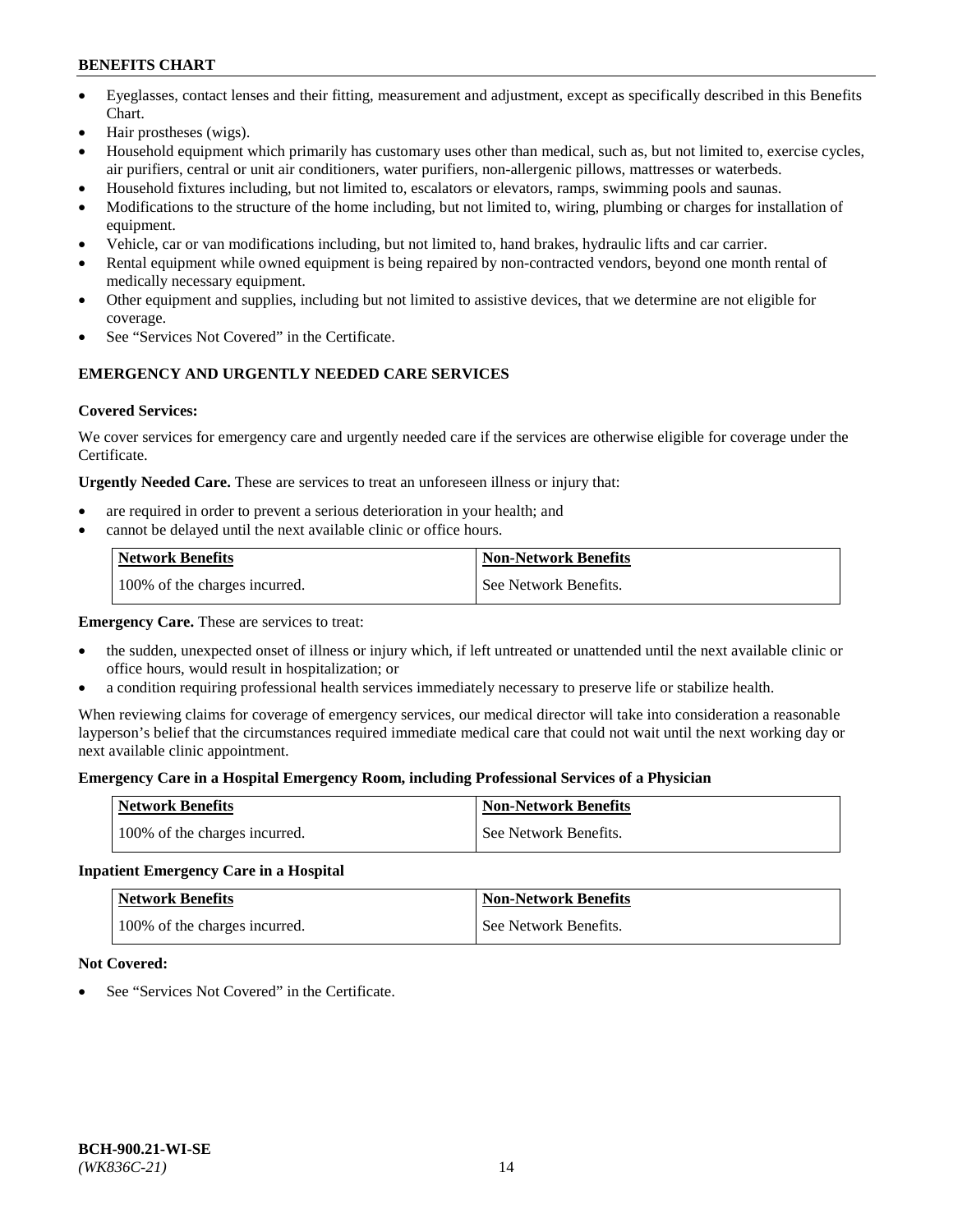- Eyeglasses, contact lenses and their fitting, measurement and adjustment, except as specifically described in this Benefits Chart.
- Hair prostheses (wigs).
- Household equipment which primarily has customary uses other than medical, such as, but not limited to, exercise cycles, air purifiers, central or unit air conditioners, water purifiers, non-allergenic pillows, mattresses or waterbeds.
- Household fixtures including, but not limited to, escalators or elevators, ramps, swimming pools and saunas.
- Modifications to the structure of the home including, but not limited to, wiring, plumbing or charges for installation of equipment.
- Vehicle, car or van modifications including, but not limited to, hand brakes, hydraulic lifts and car carrier.
- Rental equipment while owned equipment is being repaired by non-contracted vendors, beyond one month rental of medically necessary equipment.
- Other equipment and supplies, including but not limited to assistive devices, that we determine are not eligible for coverage.
- See "Services Not Covered" in the Certificate.

## EMERGENCY AND URGENTLY NEEDED CARE SERVICES

**Covered Services:**

We cover services for emergency care and urgently needed care if the services are otherwise eligible for coverage under the Certificate.

**Urgently Needed Care.** These are services to treat an unforeseen illness or injury that:

- are required in order to prevent a serious deterioration in your health; and
- cannot be delayed until the next available clinic or office hours.

| Network Benefits | Non-Network Benefits |
|---|---|
| 100% of the charges incurred. | See Network Benefits. |

**Emergency Care.** These are services to treat:

- the sudden, unexpected onset of illness or injury which, if left untreated or unattended until the next available clinic or office hours, would result in hospitalization; or
- a condition requiring professional health services immediately necessary to preserve life or stabilize health.

When reviewing claims for coverage of emergency services, our medical director will take into consideration a reasonable layperson's belief that the circumstances required immediate medical care that could not wait until the next working day or next available clinic appointment.

**Emergency Care in a Hospital Emergency Room, including Professional Services of a Physician**

| Network Benefits | Non-Network Benefits |
|---|---|
| 100% of the charges incurred. | See Network Benefits. |

**Inpatient Emergency Care in a Hospital**

| Network Benefits | Non-Network Benefits |
|---|---|
| 100% of the charges incurred. | See Network Benefits. |

**Not Covered:**

- See "Services Not Covered" in the Certificate.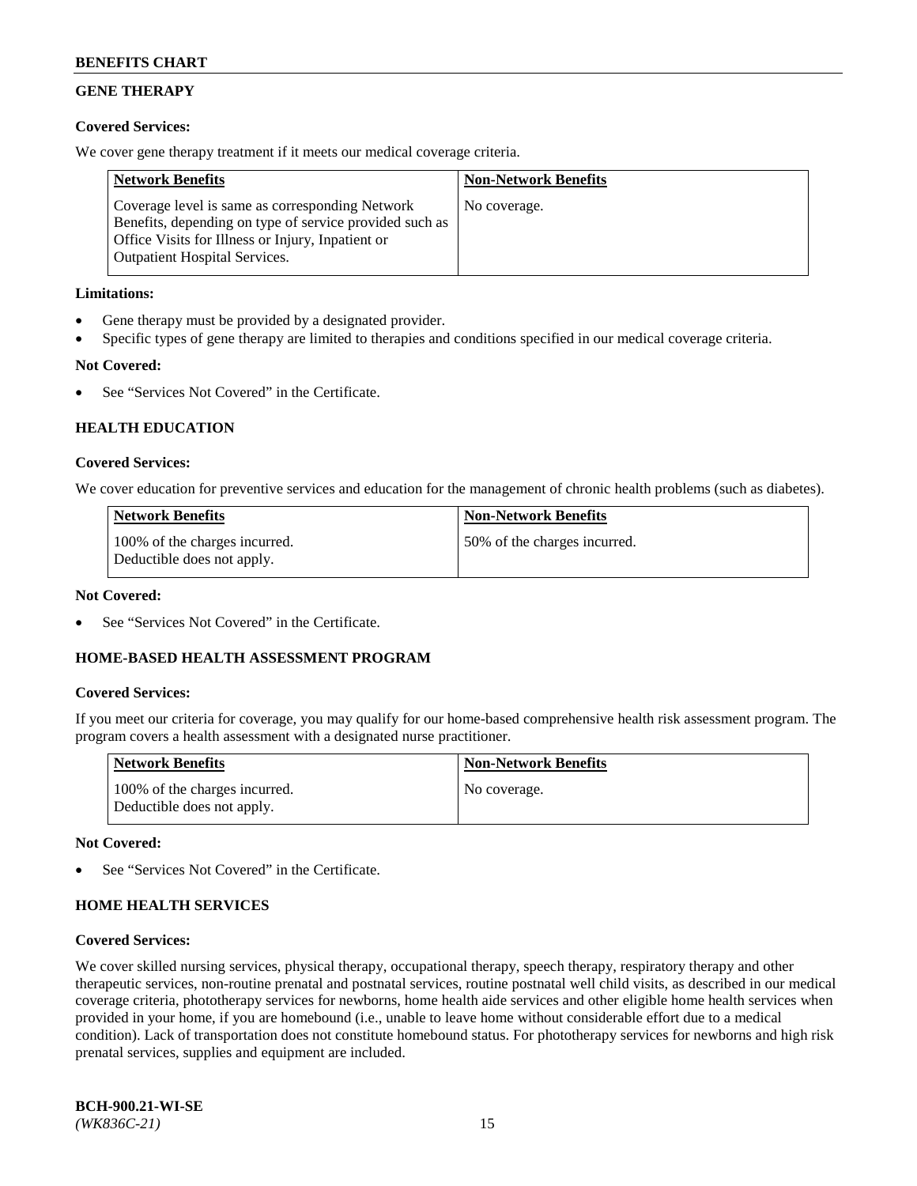## GENE THERAPY

**Covered Services:**

We cover gene therapy treatment if it meets our medical coverage criteria.

| Network Benefits | Non-Network Benefits |
| --- | --- |
| Coverage level is same as corresponding Network Benefits, depending on type of service provided such as Office Visits for Illness or Injury, Inpatient or Outpatient Hospital Services. | No coverage. |

**Limitations:**

- Gene therapy must be provided by a designated provider.
- Specific types of gene therapy are limited to therapies and conditions specified in our medical coverage criteria.

**Not Covered:**

- See "Services Not Covered" in the Certificate.

## HEALTH EDUCATION

**Covered Services:**

We cover education for preventive services and education for the management of chronic health problems (such as diabetes).

| Network Benefits | Non-Network Benefits |
| --- | --- |
| 100% of the charges incurred. Deductible does not apply. | 50% of the charges incurred. |

**Not Covered:**

- See "Services Not Covered" in the Certificate.

## HOME-BASED HEALTH ASSESSMENT PROGRAM

**Covered Services:**

If you meet our criteria for coverage, you may qualify for our home-based comprehensive health risk assessment program. The program covers a health assessment with a designated nurse practitioner.

| Network Benefits | Non-Network Benefits |
| --- | --- |
| 100% of the charges incurred. Deductible does not apply. | No coverage. |

**Not Covered:**

- See "Services Not Covered" in the Certificate.

## HOME HEALTH SERVICES

**Covered Services:**

We cover skilled nursing services, physical therapy, occupational therapy, speech therapy, respiratory therapy and other therapeutic services, non-routine prenatal and postnatal services, routine postnatal well child visits, as described in our medical coverage criteria, phototherapy services for newborns, home health aide services and other eligible home health services when provided in your home, if you are homebound (i.e., unable to leave home without considerable effort due to a medical condition). Lack of transportation does not constitute homebound status. For phototherapy services for newborns and high risk prenatal services, supplies and equipment are included.

**BCH-900.21-WI-SE**
*(WK836C-21)*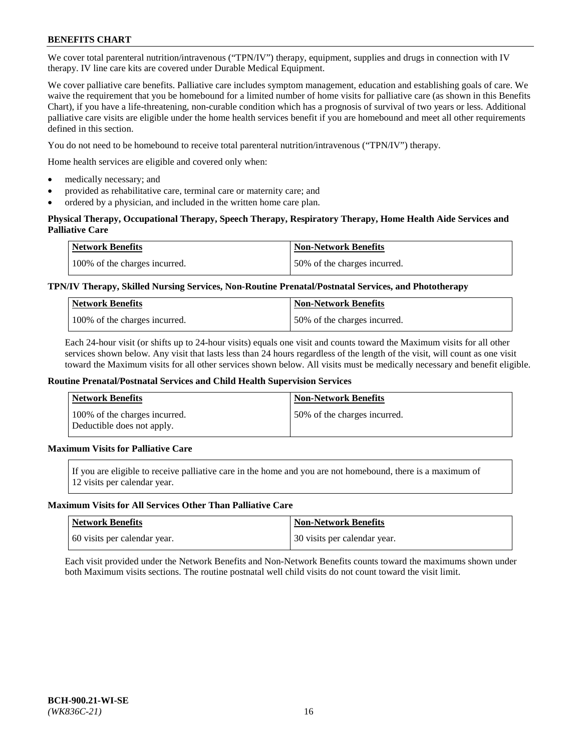We cover total parenteral nutrition/intravenous ("TPN/IV") therapy, equipment, supplies and drugs in connection with IV therapy. IV line care kits are covered under Durable Medical Equipment.

We cover palliative care benefits. Palliative care includes symptom management, education and establishing goals of care. We waive the requirement that you be homebound for a limited number of home visits for palliative care (as shown in this Benefits Chart), if you have a life-threatening, non-curable condition which has a prognosis of survival of two years or less. Additional palliative care visits are eligible under the home health services benefit if you are homebound and meet all other requirements defined in this section.

You do not need to be homebound to receive total parenteral nutrition/intravenous ("TPN/IV") therapy.

Home health services are eligible and covered only when:

- medically necessary; and
- provided as rehabilitative care, terminal care or maternity care; and
- ordered by a physician, and included in the written home care plan.

**Physical Therapy, Occupational Therapy, Speech Therapy, Respiratory Therapy, Home Health Aide Services and Palliative Care**

| Network Benefits | Non-Network Benefits |
|---|---|
| 100% of the charges incurred. | 50% of the charges incurred. |

**TPN/IV Therapy, Skilled Nursing Services, Non-Routine Prenatal/Postnatal Services, and Phototherapy**

| Network Benefits | Non-Network Benefits |
|---|---|
| 100% of the charges incurred. | 50% of the charges incurred. |

Each 24-hour visit (or shifts up to 24-hour visits) equals one visit and counts toward the Maximum visits for all other services shown below. Any visit that lasts less than 24 hours regardless of the length of the visit, will count as one visit toward the Maximum visits for all other services shown below. All visits must be medically necessary and benefit eligible.

**Routine Prenatal/Postnatal Services and Child Health Supervision Services**

| Network Benefits | Non-Network Benefits |
|---|---|
| 100% of the charges incurred. Deductible does not apply. | 50% of the charges incurred. |

**Maximum Visits for Palliative Care**

If you are eligible to receive palliative care in the home and you are not homebound, there is a maximum of 12 visits per calendar year.

**Maximum Visits for All Services Other Than Palliative Care**

| Network Benefits | Non-Network Benefits |
|---|---|
| 60 visits per calendar year. | 30 visits per calendar year. |

Each visit provided under the Network Benefits and Non-Network Benefits counts toward the maximums shown under both Maximum visits sections. The routine postnatal well child visits do not count toward the visit limit.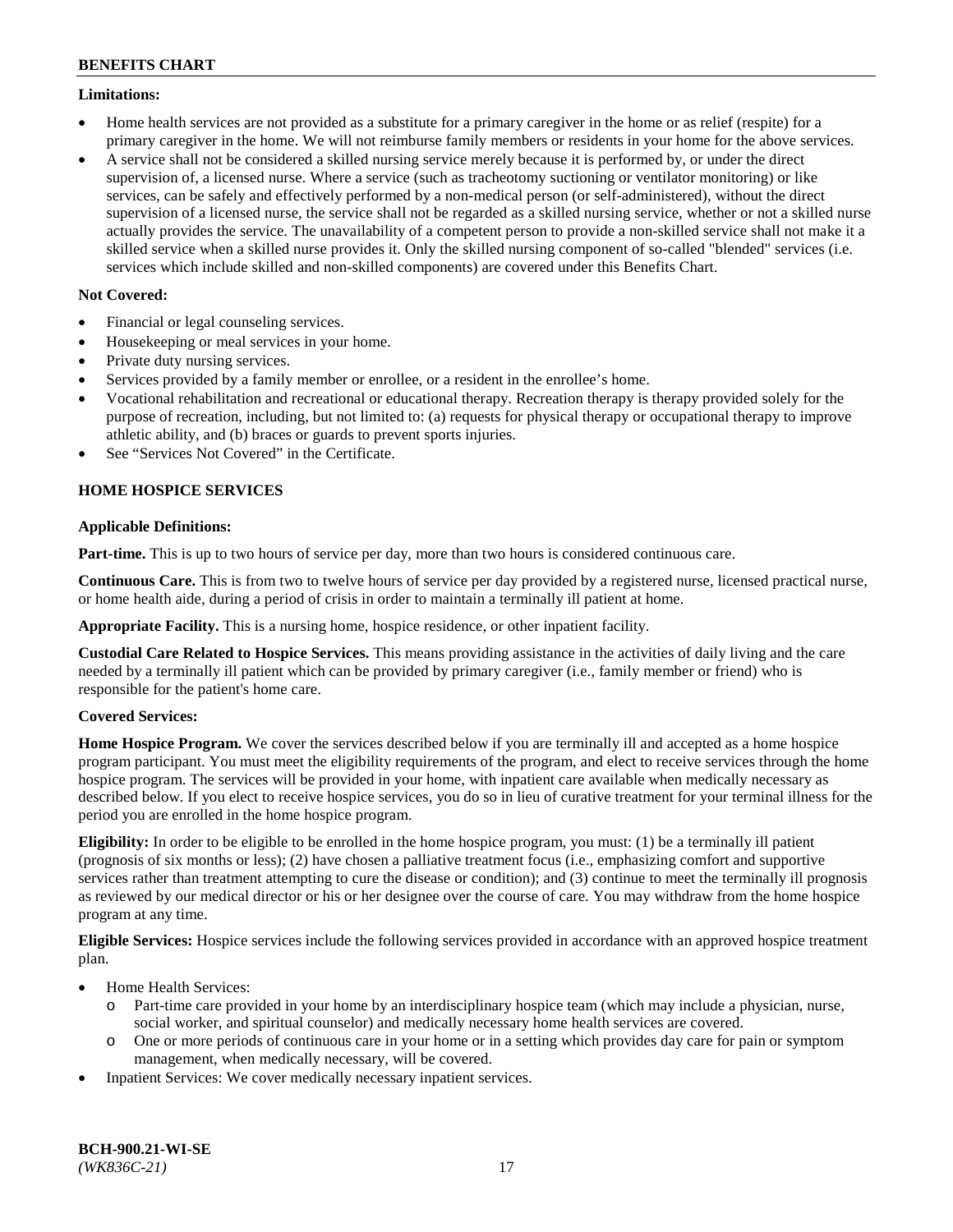**Limitations:**

- Home health services are not provided as a substitute for a primary caregiver in the home or as relief (respite) for a primary caregiver in the home. We will not reimburse family members or residents in your home for the above services.
- A service shall not be considered a skilled nursing service merely because it is performed by, or under the direct supervision of, a licensed nurse. Where a service (such as tracheotomy suctioning or ventilator monitoring) or like services, can be safely and effectively performed by a non-medical person (or self-administered), without the direct supervision of a licensed nurse, the service shall not be regarded as a skilled nursing service, whether or not a skilled nurse actually provides the service. The unavailability of a competent person to provide a non-skilled service shall not make it a skilled service when a skilled nurse provides it. Only the skilled nursing component of so-called "blended" services (i.e. services which include skilled and non-skilled components) are covered under this Benefits Chart.

**Not Covered:**

- Financial or legal counseling services.
- Housekeeping or meal services in your home.
- Private duty nursing services.
- Services provided by a family member or enrollee, or a resident in the enrollee's home.
- Vocational rehabilitation and recreational or educational therapy. Recreation therapy is therapy provided solely for the purpose of recreation, including, but not limited to: (a) requests for physical therapy or occupational therapy to improve athletic ability, and (b) braces or guards to prevent sports injuries.
- See "Services Not Covered" in the Certificate.

## HOME HOSPICE SERVICES

**Applicable Definitions:**

**Part-time.** This is up to two hours of service per day, more than two hours is considered continuous care.

**Continuous Care.** This is from two to twelve hours of service per day provided by a registered nurse, licensed practical nurse, or home health aide, during a period of crisis in order to maintain a terminally ill patient at home.

**Appropriate Facility.** This is a nursing home, hospice residence, or other inpatient facility.

**Custodial Care Related to Hospice Services.** This means providing assistance in the activities of daily living and the care needed by a terminally ill patient which can be provided by primary caregiver (i.e., family member or friend) who is responsible for the patient's home care.

**Covered Services:**

**Home Hospice Program.** We cover the services described below if you are terminally ill and accepted as a home hospice program participant. You must meet the eligibility requirements of the program, and elect to receive services through the home hospice program. The services will be provided in your home, with inpatient care available when medically necessary as described below. If you elect to receive hospice services, you do so in lieu of curative treatment for your terminal illness for the period you are enrolled in the home hospice program.

**Eligibility:** In order to be eligible to be enrolled in the home hospice program, you must: (1) be a terminally ill patient (prognosis of six months or less); (2) have chosen a palliative treatment focus (i.e., emphasizing comfort and supportive services rather than treatment attempting to cure the disease or condition); and (3) continue to meet the terminally ill prognosis as reviewed by our medical director or his or her designee over the course of care. You may withdraw from the home hospice program at any time.

**Eligible Services:** Hospice services include the following services provided in accordance with an approved hospice treatment plan.

- Home Health Services:
  - Part-time care provided in your home by an interdisciplinary hospice team (which may include a physician, nurse, social worker, and spiritual counselor) and medically necessary home health services are covered.
  - One or more periods of continuous care in your home or in a setting which provides day care for pain or symptom management, when medically necessary, will be covered.
- Inpatient Services: We cover medically necessary inpatient services.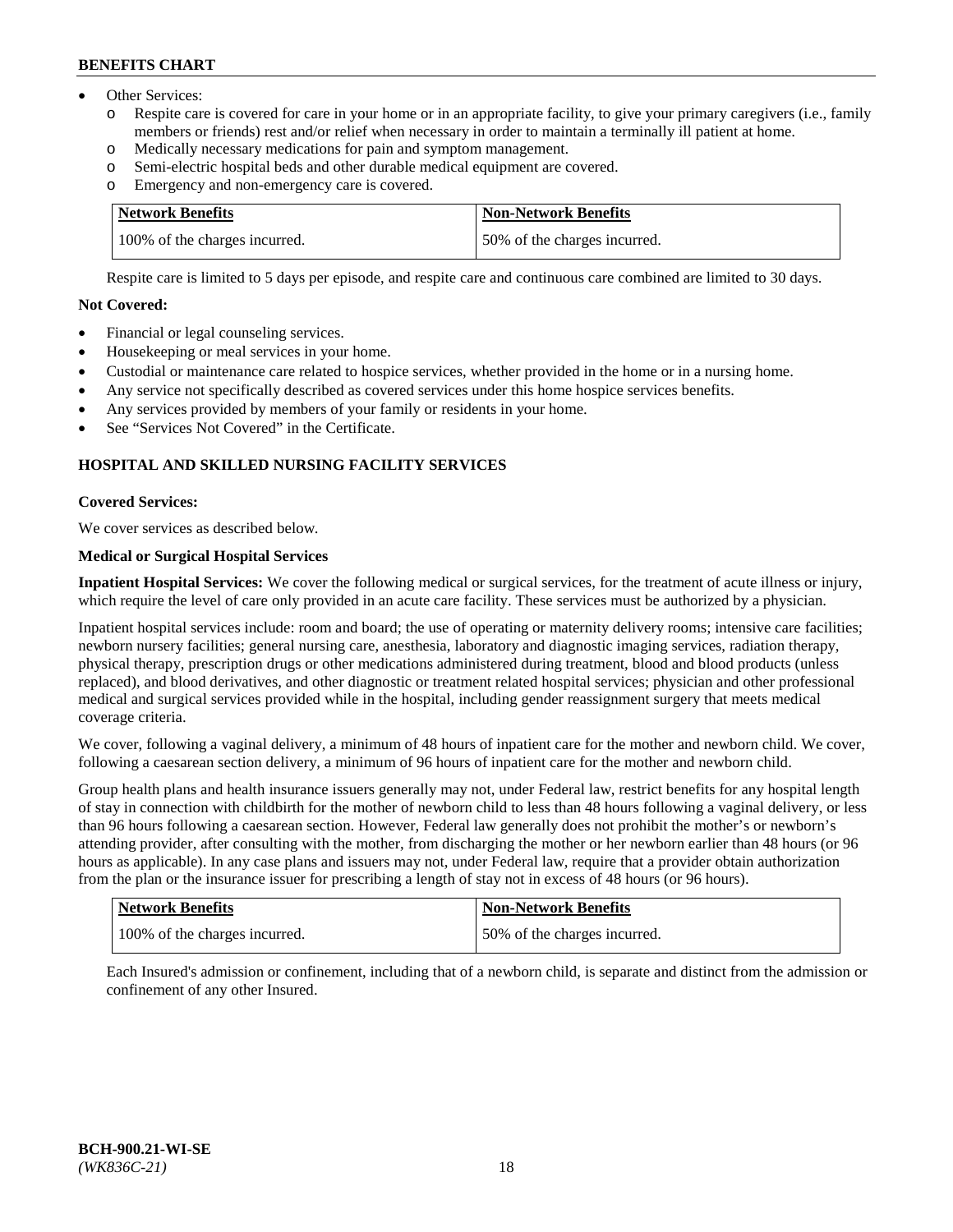- Other Services:
  - Respite care is covered for care in your home or in an appropriate facility, to give your primary caregivers (i.e., family members or friends) rest and/or relief when necessary in order to maintain a terminally ill patient at home.
  - Medically necessary medications for pain and symptom management.
  - Semi-electric hospital beds and other durable medical equipment are covered.
  - Emergency and non-emergency care is covered.

| Network Benefits | Non-Network Benefits |
| --- | --- |
| 100% of the charges incurred. | 50% of the charges incurred. |

Respite care is limited to 5 days per episode, and respite care and continuous care combined are limited to 30 days.

**Not Covered:**

- Financial or legal counseling services.
- Housekeeping or meal services in your home.
- Custodial or maintenance care related to hospice services, whether provided in the home or in a nursing home.
- Any service not specifically described as covered services under this home hospice services benefits.
- Any services provided by members of your family or residents in your home.
- See "Services Not Covered" in the Certificate.

## HOSPITAL AND SKILLED NURSING FACILITY SERVICES

**Covered Services:**

We cover services as described below.

**Medical or Surgical Hospital Services**

**Inpatient Hospital Services:** We cover the following medical or surgical services, for the treatment of acute illness or injury, which require the level of care only provided in an acute care facility. These services must be authorized by a physician.

Inpatient hospital services include: room and board; the use of operating or maternity delivery rooms; intensive care facilities; newborn nursery facilities; general nursing care, anesthesia, laboratory and diagnostic imaging services, radiation therapy, physical therapy, prescription drugs or other medications administered during treatment, blood and blood products (unless replaced), and blood derivatives, and other diagnostic or treatment related hospital services; physician and other professional medical and surgical services provided while in the hospital, including gender reassignment surgery that meets medical coverage criteria.

We cover, following a vaginal delivery, a minimum of 48 hours of inpatient care for the mother and newborn child. We cover, following a caesarean section delivery, a minimum of 96 hours of inpatient care for the mother and newborn child.

Group health plans and health insurance issuers generally may not, under Federal law, restrict benefits for any hospital length of stay in connection with childbirth for the mother of newborn child to less than 48 hours following a vaginal delivery, or less than 96 hours following a caesarean section. However, Federal law generally does not prohibit the mother's or newborn's attending provider, after consulting with the mother, from discharging the mother or her newborn earlier than 48 hours (or 96 hours as applicable). In any case plans and issuers may not, under Federal law, require that a provider obtain authorization from the plan or the insurance issuer for prescribing a length of stay not in excess of 48 hours (or 96 hours).

| Network Benefits | Non-Network Benefits |
| --- | --- |
| 100% of the charges incurred. | 50% of the charges incurred. |

Each Insured's admission or confinement, including that of a newborn child, is separate and distinct from the admission or confinement of any other Insured.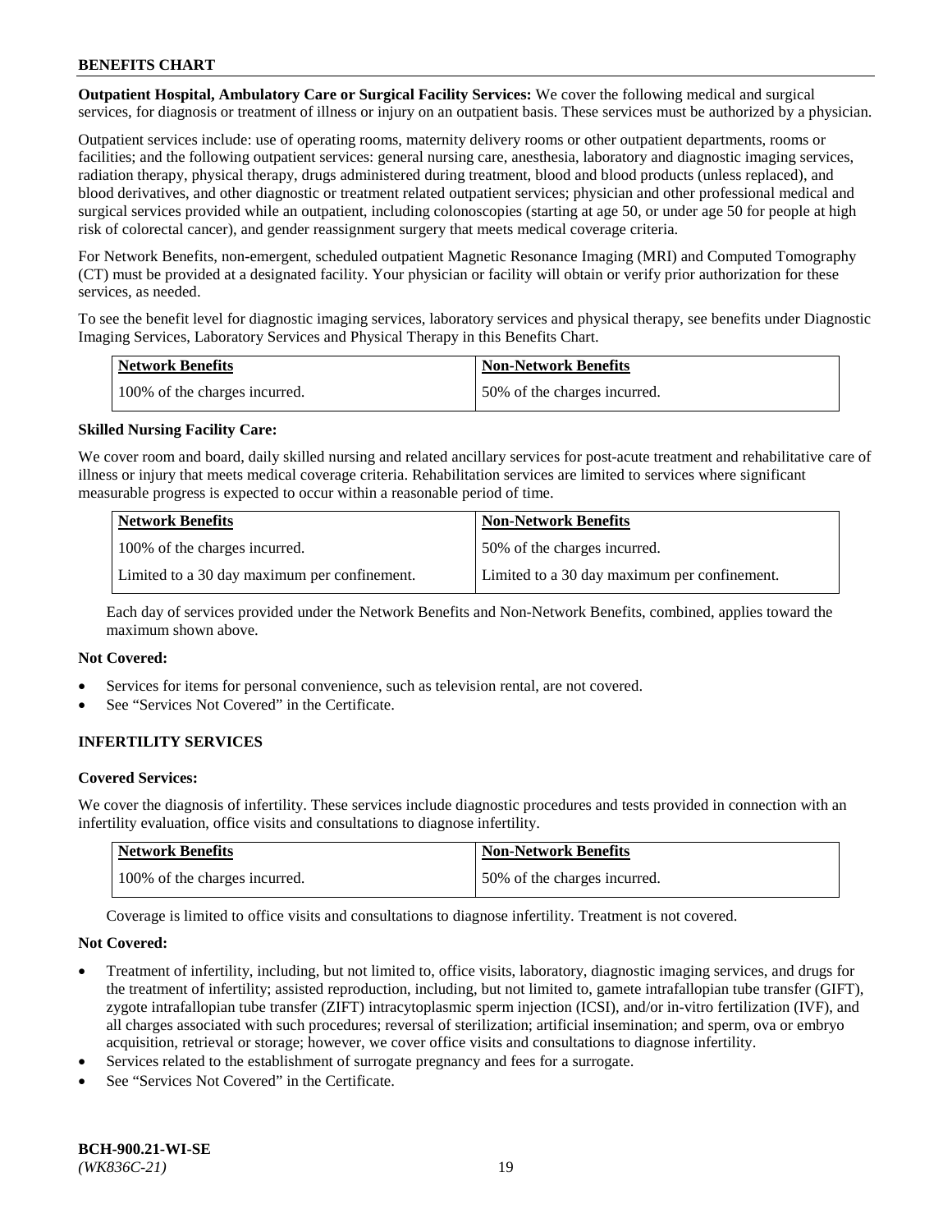**Outpatient Hospital, Ambulatory Care or Surgical Facility Services:** We cover the following medical and surgical services, for diagnosis or treatment of illness or injury on an outpatient basis. These services must be authorized by a physician.

Outpatient services include: use of operating rooms, maternity delivery rooms or other outpatient departments, rooms or facilities; and the following outpatient services: general nursing care, anesthesia, laboratory and diagnostic imaging services, radiation therapy, physical therapy, drugs administered during treatment, blood and blood products (unless replaced), and blood derivatives, and other diagnostic or treatment related outpatient services; physician and other professional medical and surgical services provided while an outpatient, including colonoscopies (starting at age 50, or under age 50 for people at high risk of colorectal cancer), and gender reassignment surgery that meets medical coverage criteria.

For Network Benefits, non-emergent, scheduled outpatient Magnetic Resonance Imaging (MRI) and Computed Tomography (CT) must be provided at a designated facility. Your physician or facility will obtain or verify prior authorization for these services, as needed.

To see the benefit level for diagnostic imaging services, laboratory services and physical therapy, see benefits under Diagnostic Imaging Services, Laboratory Services and Physical Therapy in this Benefits Chart.

| Network Benefits | Non-Network Benefits |
|---|---|
| 100% of the charges incurred. | 50% of the charges incurred. |

**Skilled Nursing Facility Care:**

We cover room and board, daily skilled nursing and related ancillary services for post-acute treatment and rehabilitative care of illness or injury that meets medical coverage criteria. Rehabilitation services are limited to services where significant measurable progress is expected to occur within a reasonable period of time.

| Network Benefits | Non-Network Benefits |
|---|---|
| 100% of the charges incurred. | 50% of the charges incurred. |
| Limited to a 30 day maximum per confinement. | Limited to a 30 day maximum per confinement. |

Each day of services provided under the Network Benefits and Non-Network Benefits, combined, applies toward the maximum shown above.

**Not Covered:**

- Services for items for personal convenience, such as television rental, are not covered.
- See "Services Not Covered" in the Certificate.

## INFERTILITY SERVICES

**Covered Services:**

We cover the diagnosis of infertility. These services include diagnostic procedures and tests provided in connection with an infertility evaluation, office visits and consultations to diagnose infertility.

| Network Benefits | Non-Network Benefits |
|---|---|
| 100% of the charges incurred. | 50% of the charges incurred. |

Coverage is limited to office visits and consultations to diagnose infertility. Treatment is not covered.

**Not Covered:**

- Treatment of infertility, including, but not limited to, office visits, laboratory, diagnostic imaging services, and drugs for the treatment of infertility; assisted reproduction, including, but not limited to, gamete intrafallopian tube transfer (GIFT), zygote intrafallopian tube transfer (ZIFT) intracytoplasmic sperm injection (ICSI), and/or in-vitro fertilization (IVF), and all charges associated with such procedures; reversal of sterilization; artificial insemination; and sperm, ova or embryo acquisition, retrieval or storage; however, we cover office visits and consultations to diagnose infertility.
- Services related to the establishment of surrogate pregnancy and fees for a surrogate.
- See "Services Not Covered" in the Certificate.

BCH-900.21-WI-SE
*(WK836C-21)*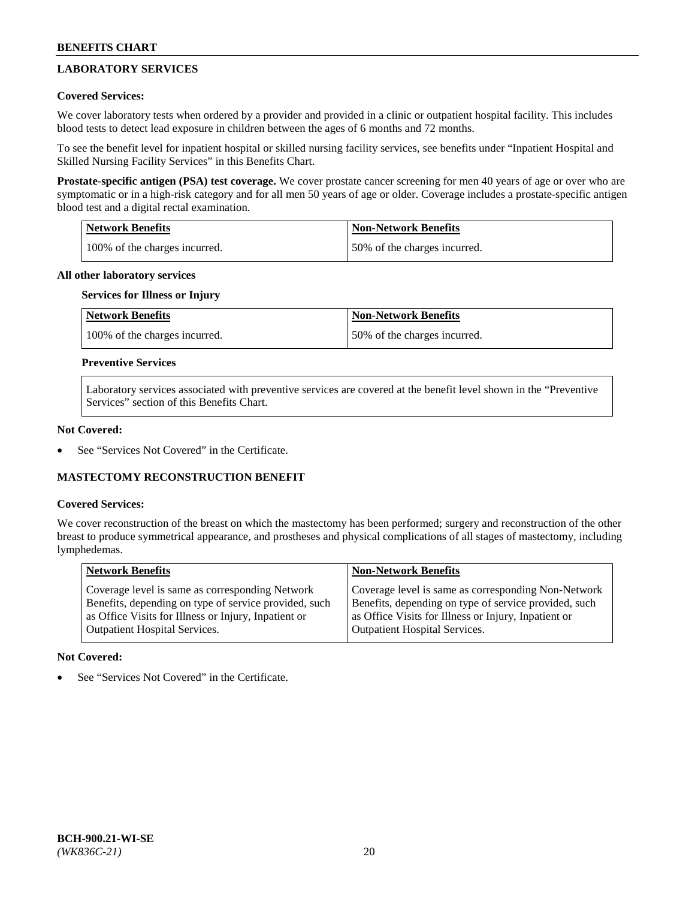## LABORATORY SERVICES

**Covered Services:**

We cover laboratory tests when ordered by a provider and provided in a clinic or outpatient hospital facility. This includes blood tests to detect lead exposure in children between the ages of 6 months and 72 months.

To see the benefit level for inpatient hospital or skilled nursing facility services, see benefits under "Inpatient Hospital and Skilled Nursing Facility Services" in this Benefits Chart.

**Prostate-specific antigen (PSA) test coverage.** We cover prostate cancer screening for men 40 years of age or over who are symptomatic or in a high-risk category and for all men 50 years of age or older. Coverage includes a prostate-specific antigen blood test and a digital rectal examination.

| Network Benefits | Non-Network Benefits |
|---|---|
| 100% of the charges incurred. | 50% of the charges incurred. |

**All other laboratory services**

**Services for Illness or Injury**

| Network Benefits | Non-Network Benefits |
|---|---|
| 100% of the charges incurred. | 50% of the charges incurred. |

**Preventive Services**

Laboratory services associated with preventive services are covered at the benefit level shown in the "Preventive Services" section of this Benefits Chart.

**Not Covered:**

- See "Services Not Covered" in the Certificate.

## MASTECTOMY RECONSTRUCTION BENEFIT

**Covered Services:**

We cover reconstruction of the breast on which the mastectomy has been performed; surgery and reconstruction of the other breast to produce symmetrical appearance, and prostheses and physical complications of all stages of mastectomy, including lymphedemas.

| Network Benefits | Non-Network Benefits |
|---|---|
| Coverage level is same as corresponding Network Benefits, depending on type of service provided, such as Office Visits for Illness or Injury, Inpatient or Outpatient Hospital Services. | Coverage level is same as corresponding Non-Network Benefits, depending on type of service provided, such as Office Visits for Illness or Injury, Inpatient or Outpatient Hospital Services. |

**Not Covered:**

- See "Services Not Covered" in the Certificate.

BCH-900.21-WI-SE
*(WK836C-21)*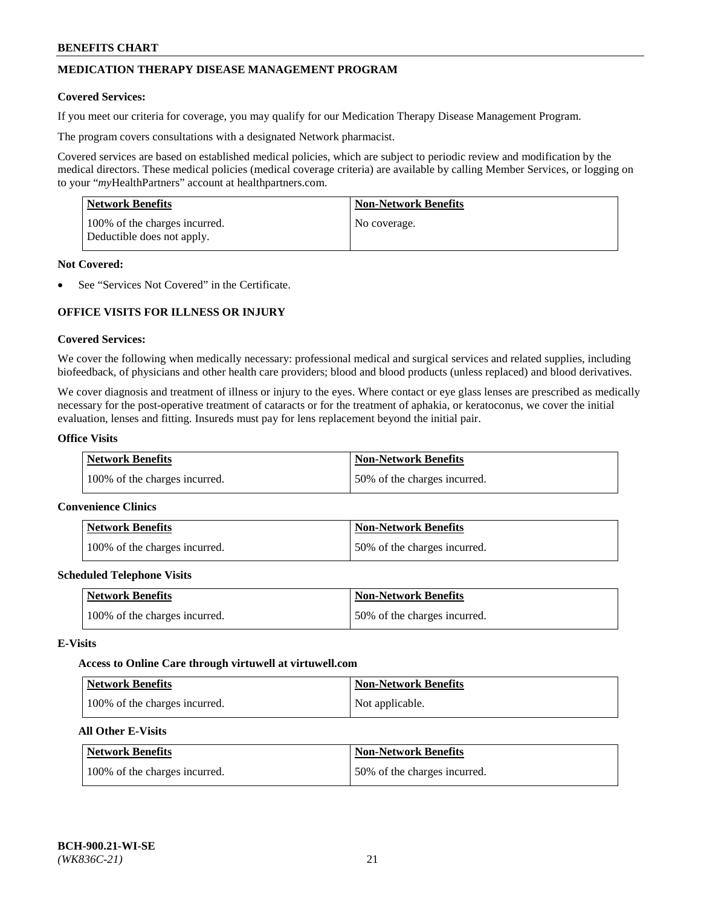## MEDICATION THERAPY DISEASE MANAGEMENT PROGRAM

**Covered Services:**

If you meet our criteria for coverage, you may qualify for our Medication Therapy Disease Management Program.

The program covers consultations with a designated Network pharmacist.

Covered services are based on established medical policies, which are subject to periodic review and modification by the medical directors. These medical policies (medical coverage criteria) are available by calling Member Services, or logging on to your "*my*HealthPartners" account at healthpartners.com.

| Network Benefits | Non-Network Benefits |
|---|---|
| 100% of the charges incurred. Deductible does not apply. | No coverage. |

**Not Covered:**

- See "Services Not Covered" in the Certificate.

## OFFICE VISITS FOR ILLNESS OR INJURY

**Covered Services:**

We cover the following when medically necessary: professional medical and surgical services and related supplies, including biofeedback, of physicians and other health care providers; blood and blood products (unless replaced) and blood derivatives.

We cover diagnosis and treatment of illness or injury to the eyes. Where contact or eye glass lenses are prescribed as medically necessary for the post-operative treatment of cataracts or for the treatment of aphakia, or keratoconus, we cover the initial evaluation, lenses and fitting. Insureds must pay for lens replacement beyond the initial pair.

**Office Visits**

| Network Benefits | Non-Network Benefits |
|---|---|
| 100% of the charges incurred. | 50% of the charges incurred. |

**Convenience Clinics**

| Network Benefits | Non-Network Benefits |
|---|---|
| 100% of the charges incurred. | 50% of the charges incurred. |

**Scheduled Telephone Visits**

| Network Benefits | Non-Network Benefits |
|---|---|
| 100% of the charges incurred. | 50% of the charges incurred. |

**E-Visits**

**Access to Online Care through virtuwell at virtuwell.com**

| Network Benefits | Non-Network Benefits |
|---|---|
| 100% of the charges incurred. | Not applicable. |

**All Other E-Visits**

| Network Benefits | Non-Network Benefits |
|---|---|
| 100% of the charges incurred. | 50% of the charges incurred. |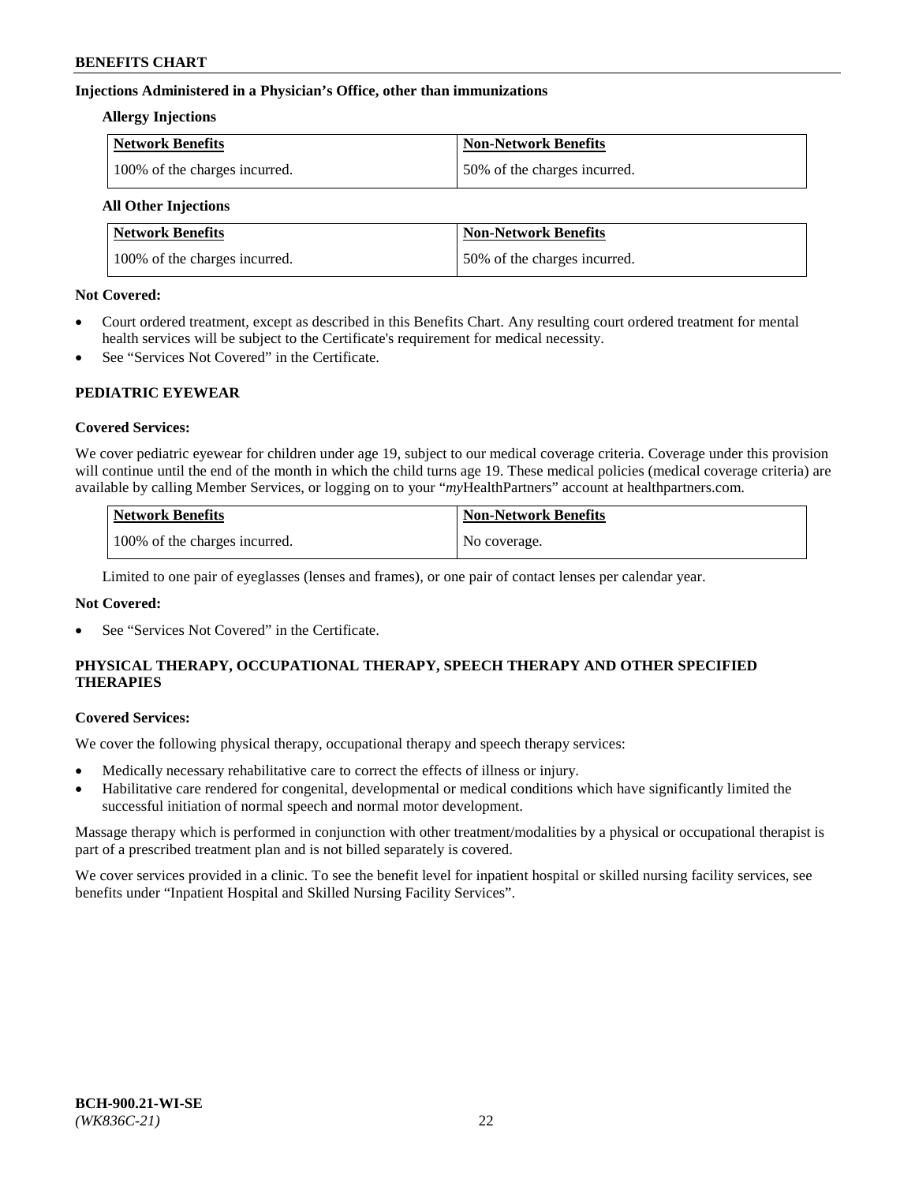**Injections Administered in a Physician's Office, other than immunizations**

**Allergy Injections**

| Network Benefits | Non-Network Benefits |
| --- | --- |
| 100% of the charges incurred. | 50% of the charges incurred. |

**All Other Injections**

| Network Benefits | Non-Network Benefits |
| --- | --- |
| 100% of the charges incurred. | 50% of the charges incurred. |

**Not Covered:**

- Court ordered treatment, except as described in this Benefits Chart. Any resulting court ordered treatment for mental health services will be subject to the Certificate's requirement for medical necessity.
- See "Services Not Covered" in the Certificate.

## PEDIATRIC EYEWEAR

**Covered Services:**

We cover pediatric eyewear for children under age 19, subject to our medical coverage criteria. Coverage under this provision will continue until the end of the month in which the child turns age 19. These medical policies (medical coverage criteria) are available by calling Member Services, or logging on to your "*my*HealthPartners" account at healthpartners.com.

| Network Benefits | Non-Network Benefits |
| --- | --- |
| 100% of the charges incurred. | No coverage. |

Limited to one pair of eyeglasses (lenses and frames), or one pair of contact lenses per calendar year.

**Not Covered:**

- See "Services Not Covered" in the Certificate.

## PHYSICAL THERAPY, OCCUPATIONAL THERAPY, SPEECH THERAPY AND OTHER SPECIFIED THERAPIES

**Covered Services:**

We cover the following physical therapy, occupational therapy and speech therapy services:

- Medically necessary rehabilitative care to correct the effects of illness or injury.
- Habilitative care rendered for congenital, developmental or medical conditions which have significantly limited the successful initiation of normal speech and normal motor development.

Massage therapy which is performed in conjunction with other treatment/modalities by a physical or occupational therapist is part of a prescribed treatment plan and is not billed separately is covered.

We cover services provided in a clinic. To see the benefit level for inpatient hospital or skilled nursing facility services, see benefits under "Inpatient Hospital and Skilled Nursing Facility Services".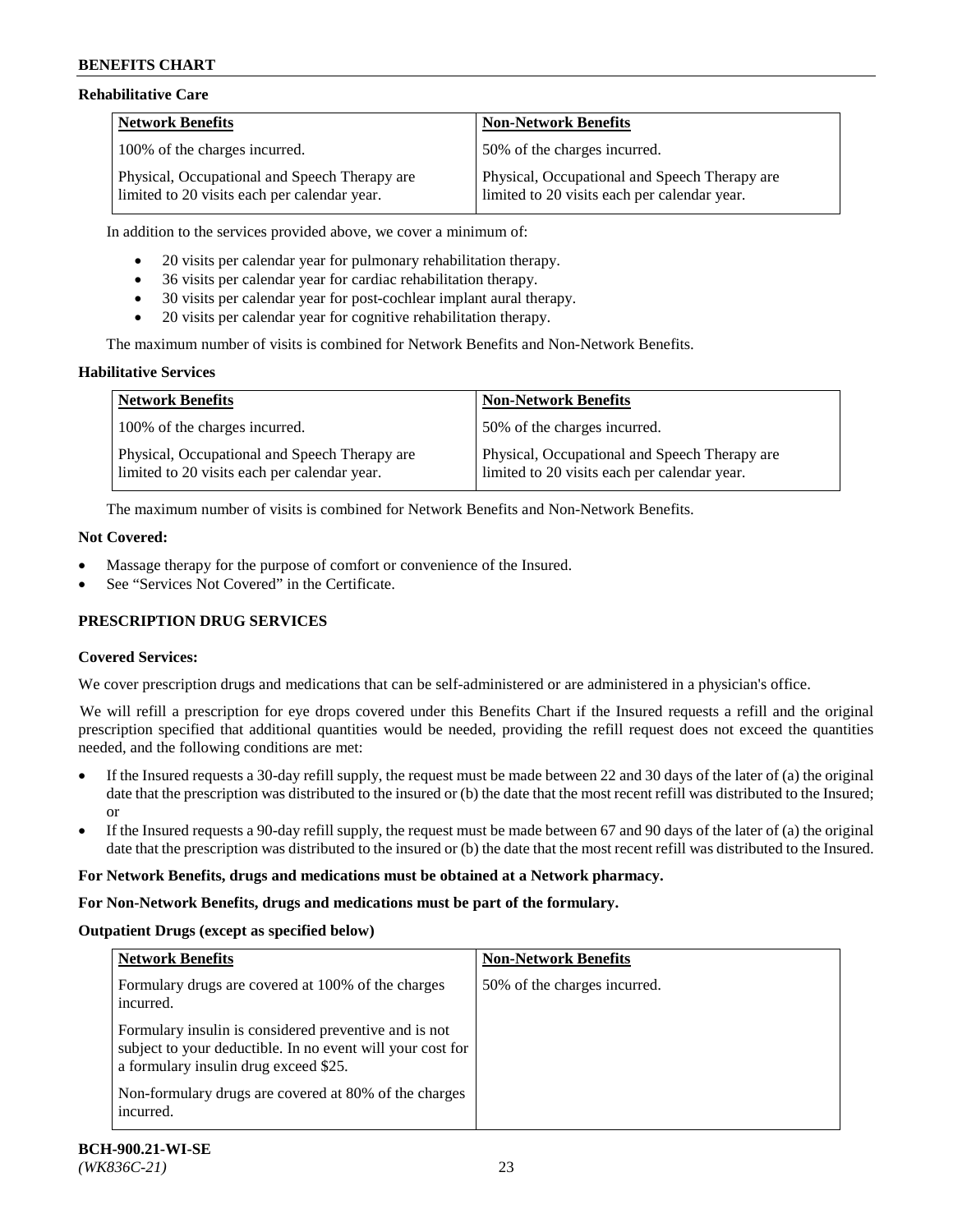**Rehabilitative Care**

| Network Benefits | Non-Network Benefits |
| --- | --- |
| 100% of the charges incurred. | 50% of the charges incurred. |
| Physical, Occupational and Speech Therapy are limited to 20 visits each per calendar year. | Physical, Occupational and Speech Therapy are limited to 20 visits each per calendar year. |

In addition to the services provided above, we cover a minimum of:

- 20 visits per calendar year for pulmonary rehabilitation therapy.
- 36 visits per calendar year for cardiac rehabilitation therapy.
- 30 visits per calendar year for post-cochlear implant aural therapy.
- 20 visits per calendar year for cognitive rehabilitation therapy.

The maximum number of visits is combined for Network Benefits and Non-Network Benefits.

**Habilitative Services**

| Network Benefits | Non-Network Benefits |
| --- | --- |
| 100% of the charges incurred. | 50% of the charges incurred. |
| Physical, Occupational and Speech Therapy are limited to 20 visits each per calendar year. | Physical, Occupational and Speech Therapy are limited to 20 visits each per calendar year. |

The maximum number of visits is combined for Network Benefits and Non-Network Benefits.

**Not Covered:**

- Massage therapy for the purpose of comfort or convenience of the Insured.
- See "Services Not Covered" in the Certificate.

**PRESCRIPTION DRUG SERVICES**

**Covered Services:**

We cover prescription drugs and medications that can be self-administered or are administered in a physician's office.

We will refill a prescription for eye drops covered under this Benefits Chart if the Insured requests a refill and the original prescription specified that additional quantities would be needed, providing the refill request does not exceed the quantities needed, and the following conditions are met:

- If the Insured requests a 30-day refill supply, the request must be made between 22 and 30 days of the later of (a) the original date that the prescription was distributed to the insured or (b) the date that the most recent refill was distributed to the Insured; or
- If the Insured requests a 90-day refill supply, the request must be made between 67 and 90 days of the later of (a) the original date that the prescription was distributed to the insured or (b) the date that the most recent refill was distributed to the Insured.

**For Network Benefits, drugs and medications must be obtained at a Network pharmacy.**

**For Non-Network Benefits, drugs and medications must be part of the formulary.**

**Outpatient Drugs (except as specified below)**

| Network Benefits | Non-Network Benefits |
| --- | --- |
| Formulary drugs are covered at 100% of the charges incurred.<br><br>Formulary insulin is considered preventive and is not subject to your deductible. In no event will your cost for a formulary insulin drug exceed $25.<br><br>Non-formulary drugs are covered at 80% of the charges incurred. | 50% of the charges incurred. |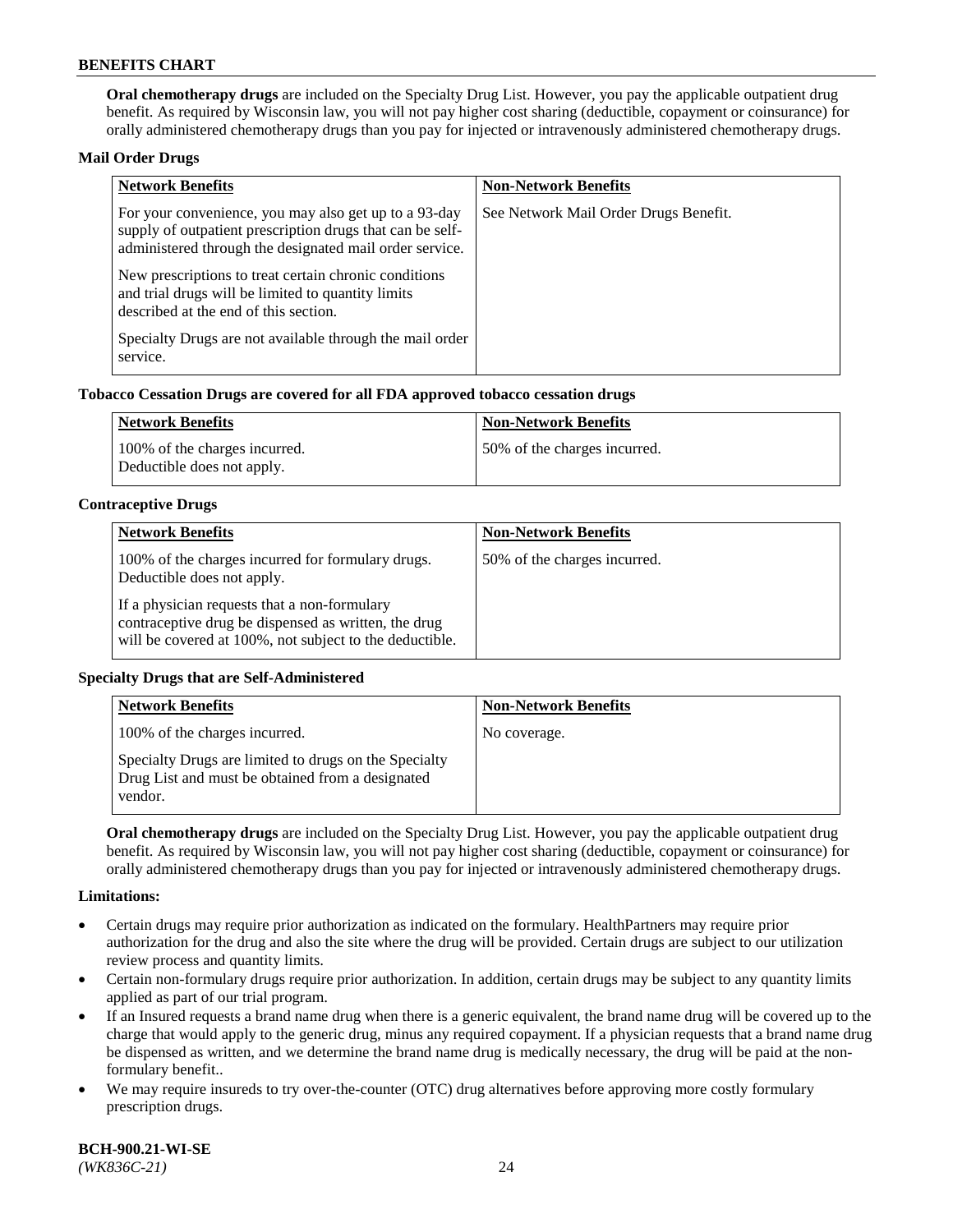**Oral chemotherapy drugs** are included on the Specialty Drug List. However, you pay the applicable outpatient drug benefit. As required by Wisconsin law, you will not pay higher cost sharing (deductible, copayment or coinsurance) for orally administered chemotherapy drugs than you pay for injected or intravenously administered chemotherapy drugs.

**Mail Order Drugs**

| Network Benefits | Non-Network Benefits |
| --- | --- |
| For your convenience, you may also get up to a 93-day supply of outpatient prescription drugs that can be self-administered through the designated mail order service.<br><br>New prescriptions to treat certain chronic conditions and trial drugs will be limited to quantity limits described at the end of this section.<br><br>Specialty Drugs are not available through the mail order service. | See Network Mail Order Drugs Benefit. |

**Tobacco Cessation Drugs are covered for all FDA approved tobacco cessation drugs**

| Network Benefits | Non-Network Benefits |
| --- | --- |
| 100% of the charges incurred.<br>Deductible does not apply. | 50% of the charges incurred. |

**Contraceptive Drugs**

| Network Benefits | Non-Network Benefits |
| --- | --- |
| 100% of the charges incurred for formulary drugs. Deductible does not apply.<br><br>If a physician requests that a non-formulary contraceptive drug be dispensed as written, the drug will be covered at 100%, not subject to the deductible. | 50% of the charges incurred. |

**Specialty Drugs that are Self-Administered**

| Network Benefits | Non-Network Benefits |
| --- | --- |
| 100% of the charges incurred.<br><br>Specialty Drugs are limited to drugs on the Specialty Drug List and must be obtained from a designated vendor. | No coverage. |

**Oral chemotherapy drugs** are included on the Specialty Drug List. However, you pay the applicable outpatient drug benefit. As required by Wisconsin law, you will not pay higher cost sharing (deductible, copayment or coinsurance) for orally administered chemotherapy drugs than you pay for injected or intravenously administered chemotherapy drugs.

**Limitations:**

- Certain drugs may require prior authorization as indicated on the formulary. HealthPartners may require prior authorization for the drug and also the site where the drug will be provided. Certain drugs are subject to our utilization review process and quantity limits.
- Certain non-formulary drugs require prior authorization. In addition, certain drugs may be subject to any quantity limits applied as part of our trial program.
- If an Insured requests a brand name drug when there is a generic equivalent, the brand name drug will be covered up to the charge that would apply to the generic drug, minus any required copayment. If a physician requests that a brand name drug be dispensed as written, and we determine the brand name drug is medically necessary, the drug will be paid at the non-formulary benefit..
- We may require insureds to try over-the-counter (OTC) drug alternatives before approving more costly formulary prescription drugs.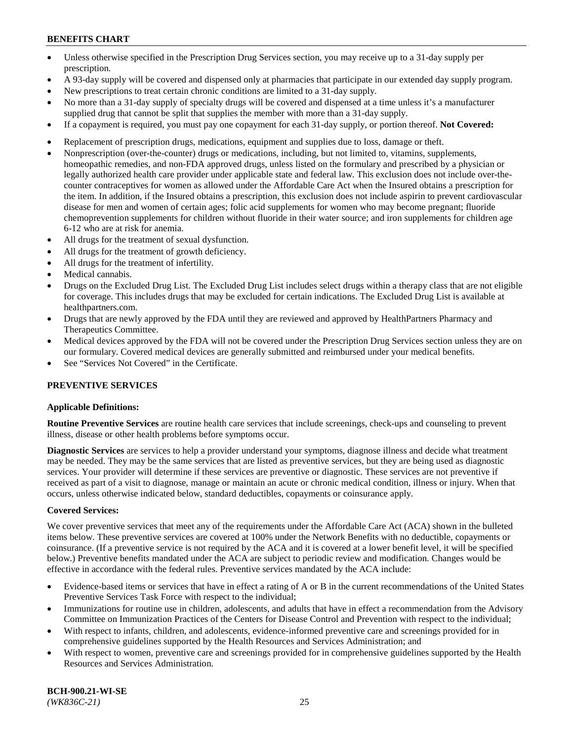- Unless otherwise specified in the Prescription Drug Services section, you may receive up to a 31-day supply per prescription.
- A 93-day supply will be covered and dispensed only at pharmacies that participate in our extended day supply program.
- New prescriptions to treat certain chronic conditions are limited to a 31-day supply.
- No more than a 31-day supply of specialty drugs will be covered and dispensed at a time unless it's a manufacturer supplied drug that cannot be split that supplies the member with more than a 31-day supply.
- If a copayment is required, you must pay one copayment for each 31-day supply, or portion thereof. **Not Covered:**
- Replacement of prescription drugs, medications, equipment and supplies due to loss, damage or theft.
- Nonprescription (over-the-counter) drugs or medications, including, but not limited to, vitamins, supplements, homeopathic remedies, and non-FDA approved drugs, unless listed on the formulary and prescribed by a physician or legally authorized health care provider under applicable state and federal law. This exclusion does not include over-the-counter contraceptives for women as allowed under the Affordable Care Act when the Insured obtains a prescription for the item. In addition, if the Insured obtains a prescription, this exclusion does not include aspirin to prevent cardiovascular disease for men and women of certain ages; folic acid supplements for women who may become pregnant; fluoride chemoprevention supplements for children without fluoride in their water source; and iron supplements for children age 6-12 who are at risk for anemia.
- All drugs for the treatment of sexual dysfunction.
- All drugs for the treatment of growth deficiency.
- All drugs for the treatment of infertility.
- Medical cannabis.
- Drugs on the Excluded Drug List. The Excluded Drug List includes select drugs within a therapy class that are not eligible for coverage. This includes drugs that may be excluded for certain indications. The Excluded Drug List is available at healthpartners.com.
- Drugs that are newly approved by the FDA until they are reviewed and approved by HealthPartners Pharmacy and Therapeutics Committee.
- Medical devices approved by the FDA will not be covered under the Prescription Drug Services section unless they are on our formulary. Covered medical devices are generally submitted and reimbursed under your medical benefits.
- See "Services Not Covered" in the Certificate.

## PREVENTIVE SERVICES

**Applicable Definitions:**

**Routine Preventive Services** are routine health care services that include screenings, check-ups and counseling to prevent illness, disease or other health problems before symptoms occur.

**Diagnostic Services** are services to help a provider understand your symptoms, diagnose illness and decide what treatment may be needed. They may be the same services that are listed as preventive services, but they are being used as diagnostic services. Your provider will determine if these services are preventive or diagnostic. These services are not preventive if received as part of a visit to diagnose, manage or maintain an acute or chronic medical condition, illness or injury. When that occurs, unless otherwise indicated below, standard deductibles, copayments or coinsurance apply.

**Covered Services:**

We cover preventive services that meet any of the requirements under the Affordable Care Act (ACA) shown in the bulleted items below. These preventive services are covered at 100% under the Network Benefits with no deductible, copayments or coinsurance. (If a preventive service is not required by the ACA and it is covered at a lower benefit level, it will be specified below.) Preventive benefits mandated under the ACA are subject to periodic review and modification. Changes would be effective in accordance with the federal rules. Preventive services mandated by the ACA include:

- Evidence-based items or services that have in effect a rating of A or B in the current recommendations of the United States Preventive Services Task Force with respect to the individual;
- Immunizations for routine use in children, adolescents, and adults that have in effect a recommendation from the Advisory Committee on Immunization Practices of the Centers for Disease Control and Prevention with respect to the individual;
- With respect to infants, children, and adolescents, evidence-informed preventive care and screenings provided for in comprehensive guidelines supported by the Health Resources and Services Administration; and
- With respect to women, preventive care and screenings provided for in comprehensive guidelines supported by the Health Resources and Services Administration.

**BCH-900.21-WI-SE**
*(WK836C-21)*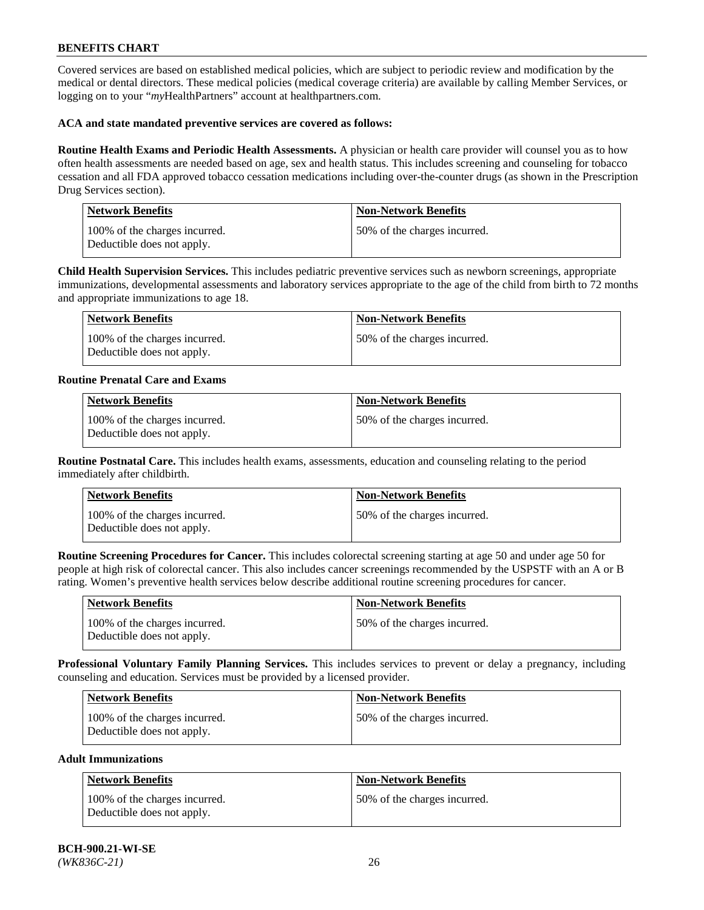## BENEFITS CHART

Covered services are based on established medical policies, which are subject to periodic review and modification by the medical or dental directors. These medical policies (medical coverage criteria) are available by calling Member Services, or logging on to your "*my*HealthPartners" account at healthpartners.com.

**ACA and state mandated preventive services are covered as follows:**

**Routine Health Exams and Periodic Health Assessments.** A physician or health care provider will counsel you as to how often health assessments are needed based on age, sex and health status. This includes screening and counseling for tobacco cessation and all FDA approved tobacco cessation medications including over-the-counter drugs (as shown in the Prescription Drug Services section).

| Network Benefits | Non-Network Benefits |
| --- | --- |
| 100% of the charges incurred. Deductible does not apply. | 50% of the charges incurred. |

**Child Health Supervision Services.** This includes pediatric preventive services such as newborn screenings, appropriate immunizations, developmental assessments and laboratory services appropriate to the age of the child from birth to 72 months and appropriate immunizations to age 18.

| Network Benefits | Non-Network Benefits |
| --- | --- |
| 100% of the charges incurred. Deductible does not apply. | 50% of the charges incurred. |

**Routine Prenatal Care and Exams**

| Network Benefits | Non-Network Benefits |
| --- | --- |
| 100% of the charges incurred. Deductible does not apply. | 50% of the charges incurred. |

**Routine Postnatal Care.** This includes health exams, assessments, education and counseling relating to the period immediately after childbirth.

| Network Benefits | Non-Network Benefits |
| --- | --- |
| 100% of the charges incurred. Deductible does not apply. | 50% of the charges incurred. |

**Routine Screening Procedures for Cancer.** This includes colorectal screening starting at age 50 and under age 50 for people at high risk of colorectal cancer. This also includes cancer screenings recommended by the USPSTF with an A or B rating. Women's preventive health services below describe additional routine screening procedures for cancer.

| Network Benefits | Non-Network Benefits |
| --- | --- |
| 100% of the charges incurred. Deductible does not apply. | 50% of the charges incurred. |

**Professional Voluntary Family Planning Services.** This includes services to prevent or delay a pregnancy, including counseling and education. Services must be provided by a licensed provider.

| Network Benefits | Non-Network Benefits |
| --- | --- |
| 100% of the charges incurred. Deductible does not apply. | 50% of the charges incurred. |

**Adult Immunizations**

| Network Benefits | Non-Network Benefits |
| --- | --- |
| 100% of the charges incurred. Deductible does not apply. | 50% of the charges incurred. |

**BCH-900.21-WI-SE**
*(WK836C-21)*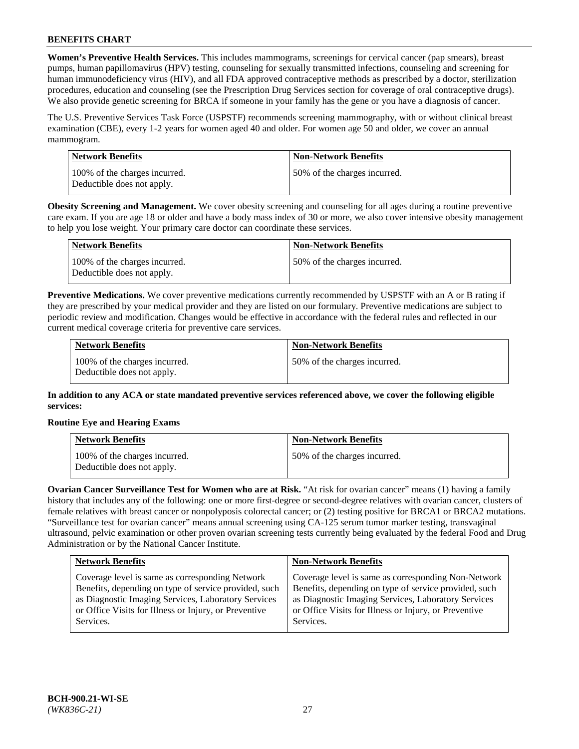**Women's Preventive Health Services.** This includes mammograms, screenings for cervical cancer (pap smears), breast pumps, human papillomavirus (HPV) testing, counseling for sexually transmitted infections, counseling and screening for human immunodeficiency virus (HIV), and all FDA approved contraceptive methods as prescribed by a doctor, sterilization procedures, education and counseling (see the Prescription Drug Services section for coverage of oral contraceptive drugs). We also provide genetic screening for BRCA if someone in your family has the gene or you have a diagnosis of cancer.

The U.S. Preventive Services Task Force (USPSTF) recommends screening mammography, with or without clinical breast examination (CBE), every 1-2 years for women aged 40 and older. For women age 50 and older, we cover an annual mammogram.

| Network Benefits | Non-Network Benefits |
|---|---|
| 100% of the charges incurred. Deductible does not apply. | 50% of the charges incurred. |

**Obesity Screening and Management.** We cover obesity screening and counseling for all ages during a routine preventive care exam. If you are age 18 or older and have a body mass index of 30 or more, we also cover intensive obesity management to help you lose weight. Your primary care doctor can coordinate these services.

| Network Benefits | Non-Network Benefits |
|---|---|
| 100% of the charges incurred. Deductible does not apply. | 50% of the charges incurred. |

**Preventive Medications.** We cover preventive medications currently recommended by USPSTF with an A or B rating if they are prescribed by your medical provider and they are listed on our formulary. Preventive medications are subject to periodic review and modification. Changes would be effective in accordance with the federal rules and reflected in our current medical coverage criteria for preventive care services.

| Network Benefits | Non-Network Benefits |
|---|---|
| 100% of the charges incurred. Deductible does not apply. | 50% of the charges incurred. |

**In addition to any ACA or state mandated preventive services referenced above, we cover the following eligible services:**

**Routine Eye and Hearing Exams**

| Network Benefits | Non-Network Benefits |
|---|---|
| 100% of the charges incurred. Deductible does not apply. | 50% of the charges incurred. |

**Ovarian Cancer Surveillance Test for Women who are at Risk.** "At risk for ovarian cancer" means (1) having a family history that includes any of the following: one or more first-degree or second-degree relatives with ovarian cancer, clusters of female relatives with breast cancer or nonpolyposis colorectal cancer; or (2) testing positive for BRCA1 or BRCA2 mutations. "Surveillance test for ovarian cancer" means annual screening using CA-125 serum tumor marker testing, transvaginal ultrasound, pelvic examination or other proven ovarian screening tests currently being evaluated by the federal Food and Drug Administration or by the National Cancer Institute.

| Network Benefits | Non-Network Benefits |
|---|---|
| Coverage level is same as corresponding Network Benefits, depending on type of service provided, such as Diagnostic Imaging Services, Laboratory Services or Office Visits for Illness or Injury, or Preventive Services. | Coverage level is same as corresponding Non-Network Benefits, depending on type of service provided, such as Diagnostic Imaging Services, Laboratory Services or Office Visits for Illness or Injury, or Preventive Services. |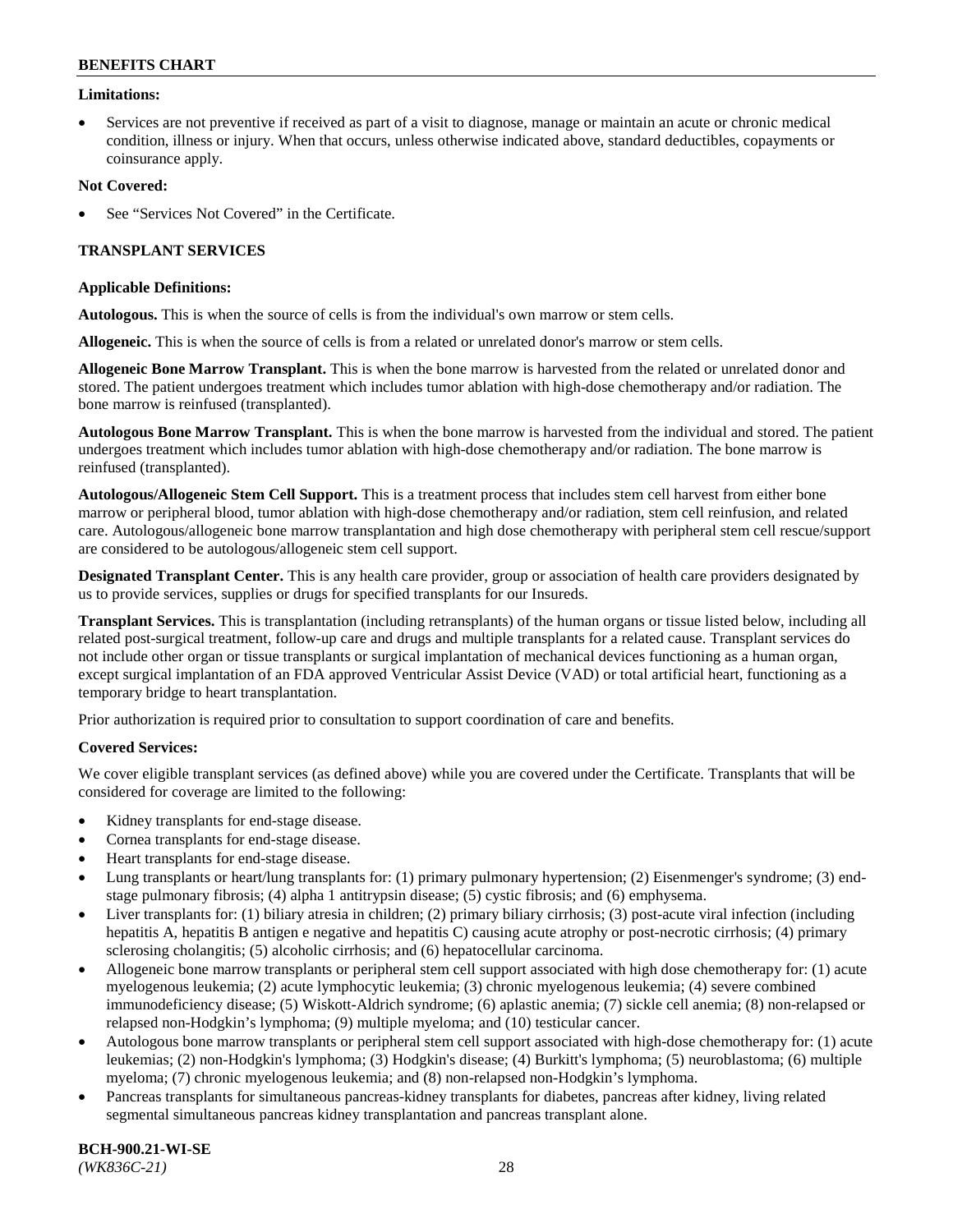**Limitations:**

- Services are not preventive if received as part of a visit to diagnose, manage or maintain an acute or chronic medical condition, illness or injury. When that occurs, unless otherwise indicated above, standard deductibles, copayments or coinsurance apply.

**Not Covered:**

- See "Services Not Covered" in the Certificate.

## TRANSPLANT SERVICES

**Applicable Definitions:**

**Autologous.** This is when the source of cells is from the individual's own marrow or stem cells.

**Allogeneic.** This is when the source of cells is from a related or unrelated donor's marrow or stem cells.

**Allogeneic Bone Marrow Transplant.** This is when the bone marrow is harvested from the related or unrelated donor and stored. The patient undergoes treatment which includes tumor ablation with high-dose chemotherapy and/or radiation. The bone marrow is reinfused (transplanted).

**Autologous Bone Marrow Transplant.** This is when the bone marrow is harvested from the individual and stored. The patient undergoes treatment which includes tumor ablation with high-dose chemotherapy and/or radiation. The bone marrow is reinfused (transplanted).

**Autologous/Allogeneic Stem Cell Support.** This is a treatment process that includes stem cell harvest from either bone marrow or peripheral blood, tumor ablation with high-dose chemotherapy and/or radiation, stem cell reinfusion, and related care. Autologous/allogeneic bone marrow transplantation and high dose chemotherapy with peripheral stem cell rescue/support are considered to be autologous/allogeneic stem cell support.

**Designated Transplant Center.** This is any health care provider, group or association of health care providers designated by us to provide services, supplies or drugs for specified transplants for our Insureds.

**Transplant Services.** This is transplantation (including retransplants) of the human organs or tissue listed below, including all related post-surgical treatment, follow-up care and drugs and multiple transplants for a related cause. Transplant services do not include other organ or tissue transplants or surgical implantation of mechanical devices functioning as a human organ, except surgical implantation of an FDA approved Ventricular Assist Device (VAD) or total artificial heart, functioning as a temporary bridge to heart transplantation.

Prior authorization is required prior to consultation to support coordination of care and benefits.

**Covered Services:**

We cover eligible transplant services (as defined above) while you are covered under the Certificate. Transplants that will be considered for coverage are limited to the following:

- Kidney transplants for end-stage disease.
- Cornea transplants for end-stage disease.
- Heart transplants for end-stage disease.
- Lung transplants or heart/lung transplants for: (1) primary pulmonary hypertension; (2) Eisenmenger's syndrome; (3) end-stage pulmonary fibrosis; (4) alpha 1 antitrypsin disease; (5) cystic fibrosis; and (6) emphysema.
- Liver transplants for: (1) biliary atresia in children; (2) primary biliary cirrhosis; (3) post-acute viral infection (including hepatitis A, hepatitis B antigen e negative and hepatitis C) causing acute atrophy or post-necrotic cirrhosis; (4) primary sclerosing cholangitis; (5) alcoholic cirrhosis; and (6) hepatocellular carcinoma.
- Allogeneic bone marrow transplants or peripheral stem cell support associated with high dose chemotherapy for: (1) acute myelogenous leukemia; (2) acute lymphocytic leukemia; (3) chronic myelogenous leukemia; (4) severe combined immunodeficiency disease; (5) Wiskott-Aldrich syndrome; (6) aplastic anemia; (7) sickle cell anemia; (8) non-relapsed or relapsed non-Hodgkin's lymphoma; (9) multiple myeloma; and (10) testicular cancer.
- Autologous bone marrow transplants or peripheral stem cell support associated with high-dose chemotherapy for: (1) acute leukemias; (2) non-Hodgkin's lymphoma; (3) Hodgkin's disease; (4) Burkitt's lymphoma; (5) neuroblastoma; (6) multiple myeloma; (7) chronic myelogenous leukemia; and (8) non-relapsed non-Hodgkin's lymphoma.
- Pancreas transplants for simultaneous pancreas-kidney transplants for diabetes, pancreas after kidney, living related segmental simultaneous pancreas kidney transplantation and pancreas transplant alone.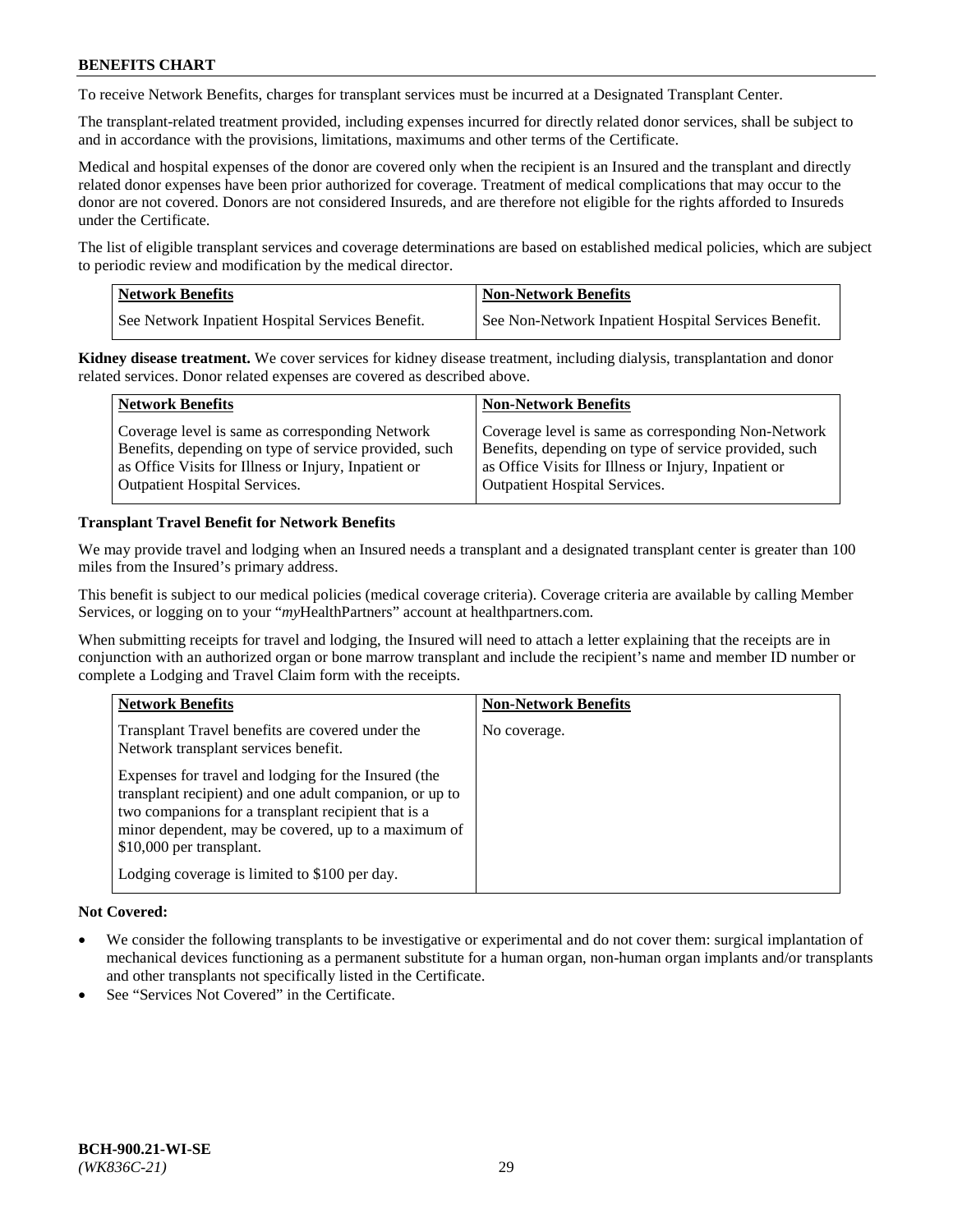To receive Network Benefits, charges for transplant services must be incurred at a Designated Transplant Center.

The transplant-related treatment provided, including expenses incurred for directly related donor services, shall be subject to and in accordance with the provisions, limitations, maximums and other terms of the Certificate.

Medical and hospital expenses of the donor are covered only when the recipient is an Insured and the transplant and directly related donor expenses have been prior authorized for coverage. Treatment of medical complications that may occur to the donor are not covered. Donors are not considered Insureds, and are therefore not eligible for the rights afforded to Insureds under the Certificate.

The list of eligible transplant services and coverage determinations are based on established medical policies, which are subject to periodic review and modification by the medical director.

| Network Benefits | Non-Network Benefits |
| --- | --- |
| See Network Inpatient Hospital Services Benefit. | See Non-Network Inpatient Hospital Services Benefit. |

**Kidney disease treatment.** We cover services for kidney disease treatment, including dialysis, transplantation and donor related services. Donor related expenses are covered as described above.

| Network Benefits | Non-Network Benefits |
| --- | --- |
| Coverage level is same as corresponding Network Benefits, depending on type of service provided, such as Office Visits for Illness or Injury, Inpatient or Outpatient Hospital Services. | Coverage level is same as corresponding Non-Network Benefits, depending on type of service provided, such as Office Visits for Illness or Injury, Inpatient or Outpatient Hospital Services. |

**Transplant Travel Benefit for Network Benefits**

We may provide travel and lodging when an Insured needs a transplant and a designated transplant center is greater than 100 miles from the Insured's primary address.

This benefit is subject to our medical policies (medical coverage criteria). Coverage criteria are available by calling Member Services, or logging on to your "*my*HealthPartners" account at healthpartners.com.

When submitting receipts for travel and lodging, the Insured will need to attach a letter explaining that the receipts are in conjunction with an authorized organ or bone marrow transplant and include the recipient's name and member ID number or complete a Lodging and Travel Claim form with the receipts.

| Network Benefits | Non-Network Benefits |
| --- | --- |
| Transplant Travel benefits are covered under the Network transplant services benefit.<br><br>Expenses for travel and lodging for the Insured (the transplant recipient) and one adult companion, or up to two companions for a transplant recipient that is a minor dependent, may be covered, up to a maximum of $10,000 per transplant.<br><br>Lodging coverage is limited to $100 per day. | No coverage. |

**Not Covered:**

- We consider the following transplants to be investigative or experimental and do not cover them: surgical implantation of mechanical devices functioning as a permanent substitute for a human organ, non-human organ implants and/or transplants and other transplants not specifically listed in the Certificate.
- See "Services Not Covered" in the Certificate.